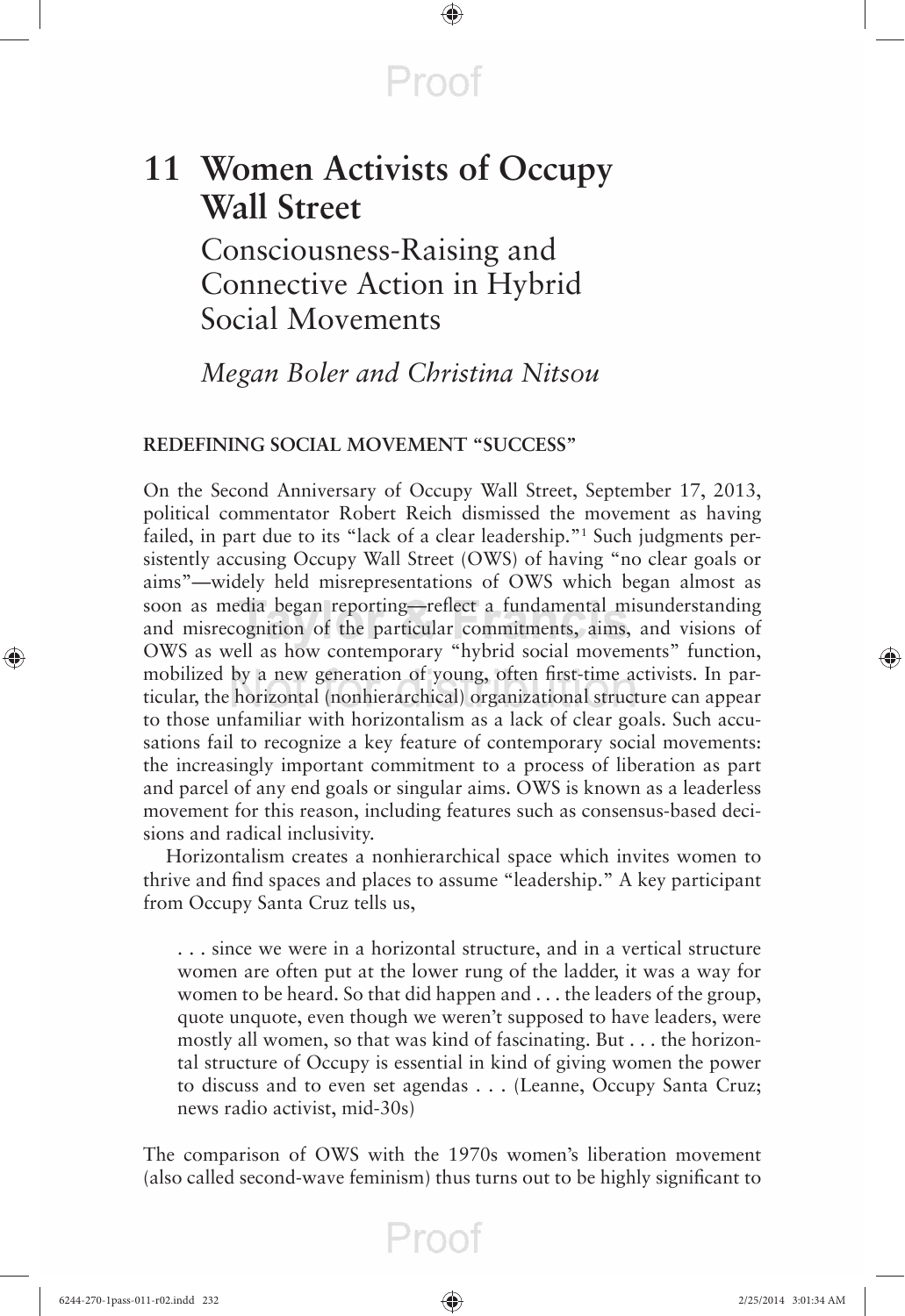# 11 Women Activists of Occupy Wall Street

## Consciousness-Raising and Connective Action in Hybrid Social Movements

*Megan Boler and Christina Nitsou*

### REDEFINING SOCIAL MOVEMENT "SUCCESS"

On the Second Anniversary of Occupy Wall Street, September 17, 2013, political commentator Robert Reich dismissed the movement as having failed, in part due to its "lack of a clear leadership."[1] Such judgments persistently accusing Occupy Wall Street (OWS) of having "no clear goals or aims"—widely held misrepresentations of OWS which began almost as soon as media began reporting—reflect a fundamental misunderstanding and misrecognition of the particular commitments, aims, and visions of OWS as well as how contemporary "hybrid social movements" function, mobilized by a new generation of young, often first-time activists. In particular, the horizontal (nonhierarchical) organizational structure can appear to those unfamiliar with horizontalism as a lack of clear goals. Such accusations fail to recognize a key feature of contemporary social movements: the increasingly important commitment to a process of liberation as part and parcel of any end goals or singular aims. OWS is known as a leaderless movement for this reason, including features such as consensus-based decisions and radical inclusivity.

Horizontalism creates a nonhierarchical space which invites women to thrive and find spaces and places to assume "leadership." A key participant from Occupy Santa Cruz tells us,

> . . . since we were in a horizontal structure, and in a vertical structure women are often put at the lower rung of the ladder, it was a way for women to be heard. So that did happen and . . . the leaders of the group, quote unquote, even though we weren't supposed to have leaders, were mostly all women, so that was kind of fascinating. But . . . the horizontal structure of Occupy is essential in kind of giving women the power to discuss and to even set agendas . . . (Leanne, Occupy Santa Cruz; news radio activist, mid-30s)

The comparison of OWS with the 1970s women's liberation movement (also called second-wave feminism) thus turns out to be highly significant to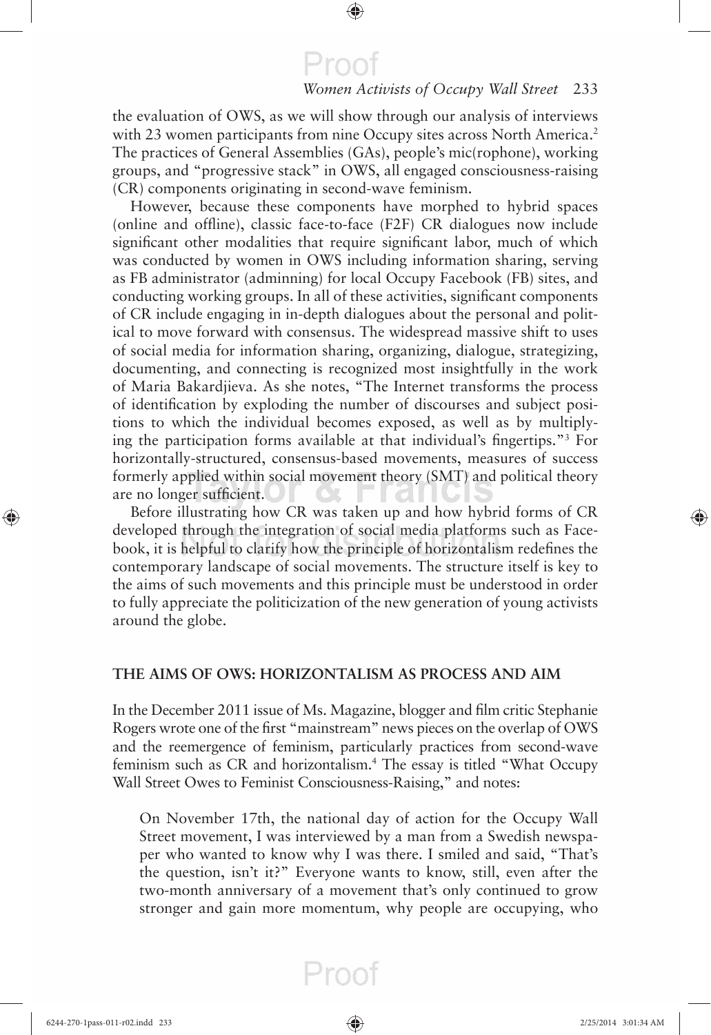the evaluation of OWS, as we will show through our analysis of interviews with 23 women participants from nine Occupy sites across North America.[2] The practices of General Assemblies (GAs), people's mic(rophone), working groups, and "progressive stack" in OWS, all engaged consciousness-raising (CR) components originating in second-wave feminism.

However, because these components have morphed to hybrid spaces (online and offline), classic face-to-face (F2F) CR dialogues now include significant other modalities that require significant labor, much of which was conducted by women in OWS including information sharing, serving as FB administrator (adminning) for local Occupy Facebook (FB) sites, and conducting working groups. In all of these activities, significant components of CR include engaging in in-depth dialogues about the personal and political to move forward with consensus. The widespread massive shift to uses of social media for information sharing, organizing, dialogue, strategizing, documenting, and connecting is recognized most insightfully in the work of Maria Bakardjieva. As she notes, "The Internet transforms the process of identification by exploding the number of discourses and subject positions to which the individual becomes exposed, as well as by multiplying the participation forms available at that individual's fingertips."[3] For horizontally-structured, consensus-based movements, measures of success formerly applied within social movement theory (SMT) and political theory are no longer sufficient.

Before illustrating how CR was taken up and how hybrid forms of CR developed through the integration of social media platforms such as Facebook, it is helpful to clarify how the principle of horizontalism redefines the contemporary landscape of social movements. The structure itself is key to the aims of such movements and this principle must be understood in order to fully appreciate the politicization of the new generation of young activists around the globe.

## THE AIMS OF OWS: HORIZONTALISM AS PROCESS AND AIM

In the December 2011 issue of Ms. Magazine, blogger and film critic Stephanie Rogers wrote one of the first "mainstream" news pieces on the overlap of OWS and the reemergence of feminism, particularly practices from second-wave feminism such as CR and horizontalism.[4] The essay is titled "What Occupy Wall Street Owes to Feminist Consciousness-Raising," and notes:

> On November 17th, the national day of action for the Occupy Wall Street movement, I was interviewed by a man from a Swedish newspaper who wanted to know why I was there. I smiled and said, "That's the question, isn't it?" Everyone wants to know, still, even after the two-month anniversary of a movement that's only continued to grow stronger and gain more momentum, why people are occupying, who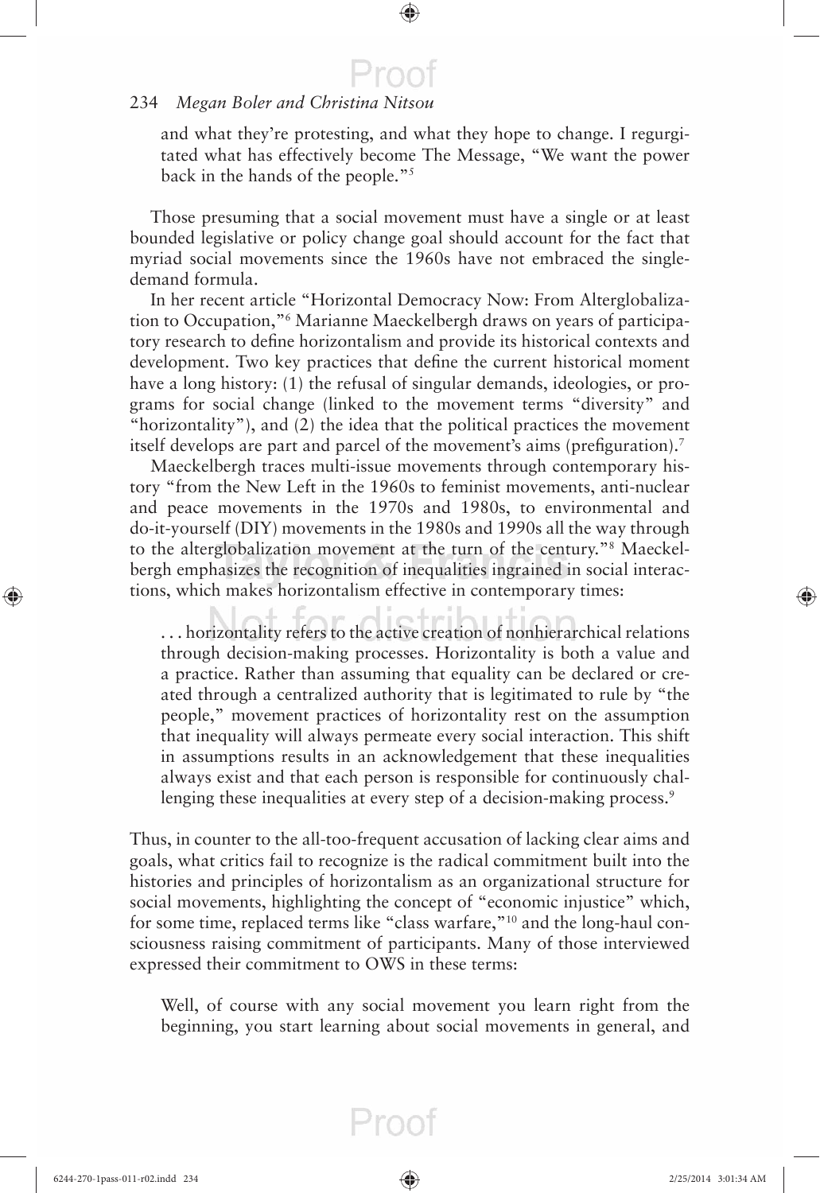and what they're protesting, and what they hope to change. I regurgitated what has effectively become The Message, "We want the power back in the hands of the people."[5]

Those presuming that a social movement must have a single or at least bounded legislative or policy change goal should account for the fact that myriad social movements since the 1960s have not embraced the single-demand formula.

In her recent article "Horizontal Democracy Now: From Alterglobalization to Occupation,"[6] Marianne Maeckelbergh draws on years of participatory research to define horizontalism and provide its historical contexts and development. Two key practices that define the current historical moment have a long history: (1) the refusal of singular demands, ideologies, or programs for social change (linked to the movement terms "diversity" and "horizontality"), and (2) the idea that the political practices the movement itself develops are part and parcel of the movement's aims (prefiguration).[7]

Maeckelbergh traces multi-issue movements through contemporary history "from the New Left in the 1960s to feminist movements, anti-nuclear and peace movements in the 1970s and 1980s, to environmental and do-it-yourself (DIY) movements in the 1980s and 1990s all the way through to the alterglobalization movement at the turn of the century."[8] Maeckelbergh emphasizes the recognition of inequalities ingrained in social interactions, which makes horizontalism effective in contemporary times:

> . . . horizontality refers to the active creation of nonhierarchical relations through decision-making processes. Horizontality is both a value and a practice. Rather than assuming that equality can be declared or created through a centralized authority that is legitimated to rule by "the people," movement practices of horizontality rest on the assumption that inequality will always permeate every social interaction. This shift in assumptions results in an acknowledgement that these inequalities always exist and that each person is responsible for continuously challenging these inequalities at every step of a decision-making process.[9]

Thus, in counter to the all-too-frequent accusation of lacking clear aims and goals, what critics fail to recognize is the radical commitment built into the histories and principles of horizontalism as an organizational structure for social movements, highlighting the concept of "economic injustice" which, for some time, replaced terms like "class warfare,"[10] and the long-haul consciousness raising commitment of participants. Many of those interviewed expressed their commitment to OWS in these terms:

> Well, of course with any social movement you learn right from the beginning, you start learning about social movements in general, and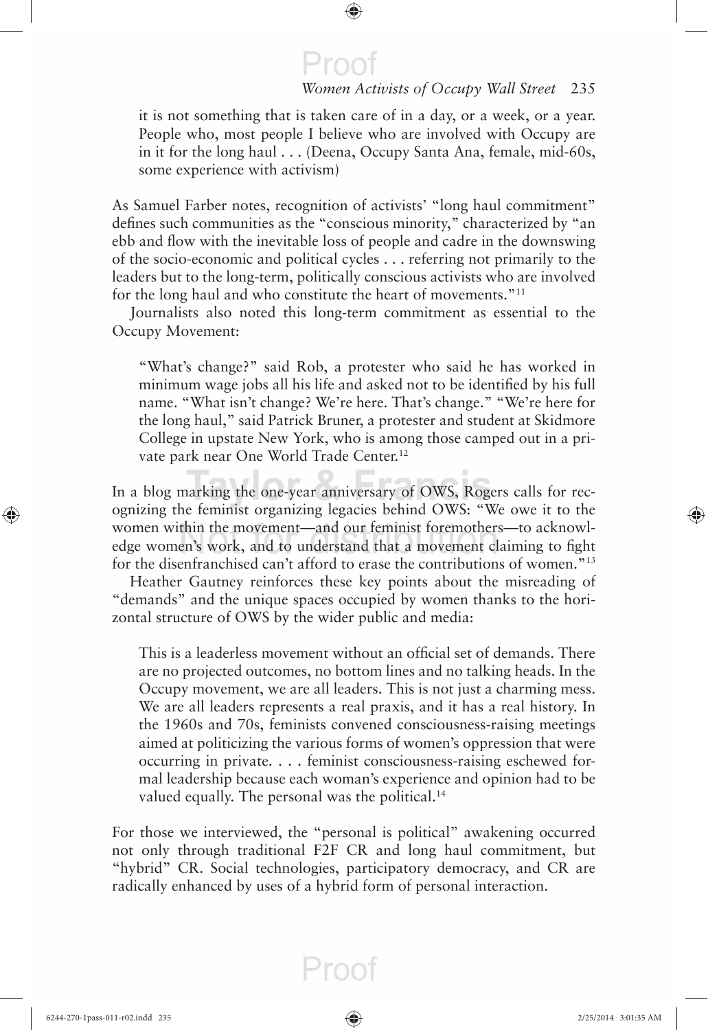> it is not something that is taken care of in a day, or a week, or a year. People who, most people I believe who are involved with Occupy are in it for the long haul . . . (Deena, Occupy Santa Ana, female, mid-60s, some experience with activism)

As Samuel Farber notes, recognition of activists' "long haul commitment" defines such communities as the "conscious minority," characterized by "an ebb and flow with the inevitable loss of people and cadre in the downswing of the socio-economic and political cycles . . . referring not primarily to the leaders but to the long-term, politically conscious activists who are involved for the long haul and who constitute the heart of movements."[11]

Journalists also noted this long-term commitment as essential to the Occupy Movement:

> "What's change?" said Rob, a protester who said he has worked in minimum wage jobs all his life and asked not to be identified by his full name. "What isn't change? We're here. That's change." "We're here for the long haul," said Patrick Bruner, a protester and student at Skidmore College in upstate New York, who is among those camped out in a private park near One World Trade Center.[12]

In a blog marking the one-year anniversary of OWS, Rogers calls for recognizing the feminist organizing legacies behind OWS: "We owe it to the women within the movement—and our feminist foremothers—to acknowledge women's work, and to understand that a movement claiming to fight for the disenfranchised can't afford to erase the contributions of women."[13]

Heather Gautney reinforces these key points about the misreading of "demands" and the unique spaces occupied by women thanks to the horizontal structure of OWS by the wider public and media:

> This is a leaderless movement without an official set of demands. There are no projected outcomes, no bottom lines and no talking heads. In the Occupy movement, we are all leaders. This is not just a charming mess. We are all leaders represents a real praxis, and it has a real history. In the 1960s and 70s, feminists convened consciousness-raising meetings aimed at politicizing the various forms of women's oppression that were occurring in private. . . . feminist consciousness-raising eschewed formal leadership because each woman's experience and opinion had to be valued equally. The personal was the political.[14]

For those we interviewed, the "personal is political" awakening occurred not only through traditional F2F CR and long haul commitment, but "hybrid" CR. Social technologies, participatory democracy, and CR are radically enhanced by uses of a hybrid form of personal interaction.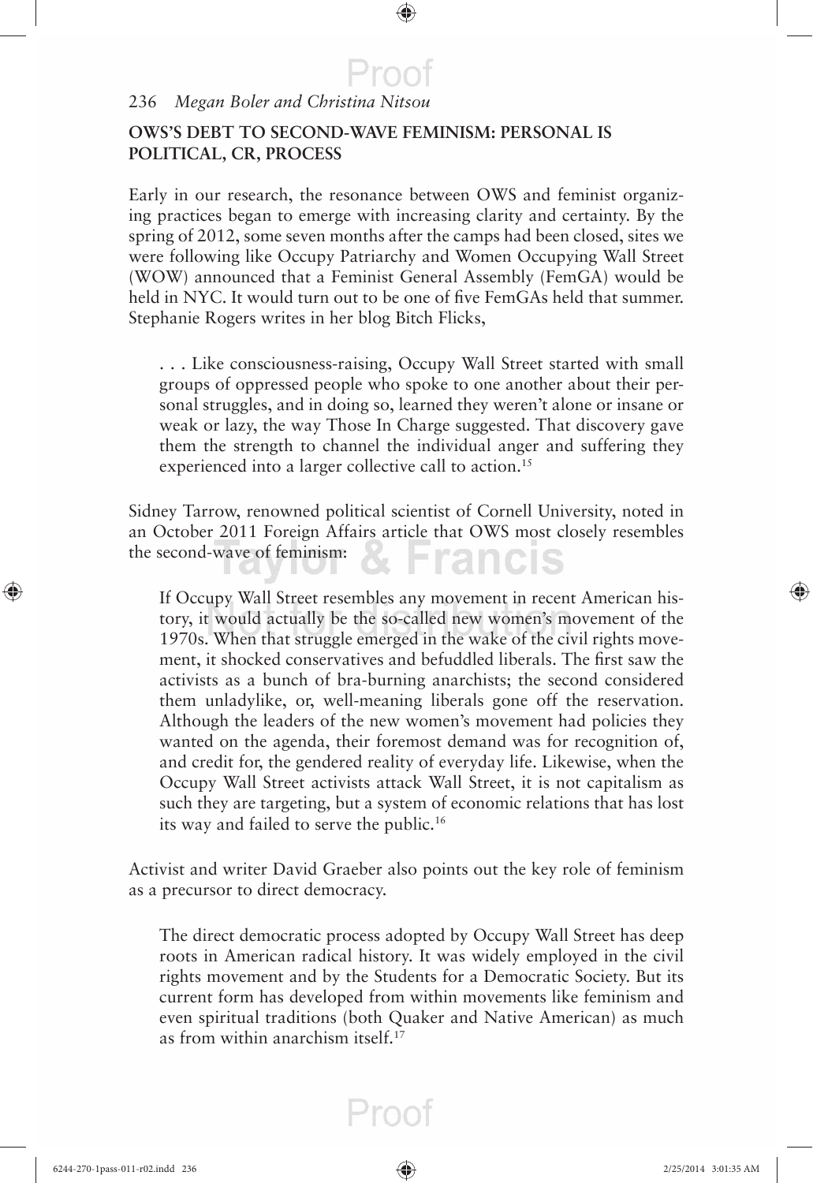## OWS'S DEBT TO SECOND-WAVE FEMINISM: PERSONAL IS POLITICAL, CR, PROCESS

Early in our research, the resonance between OWS and feminist organizing practices began to emerge with increasing clarity and certainty. By the spring of 2012, some seven months after the camps had been closed, sites we were following like Occupy Patriarchy and Women Occupying Wall Street (WOW) announced that a Feminist General Assembly (FemGA) would be held in NYC. It would turn out to be one of five FemGAs held that summer. Stephanie Rogers writes in her blog Bitch Flicks,

> . . . Like consciousness-raising, Occupy Wall Street started with small groups of oppressed people who spoke to one another about their personal struggles, and in doing so, learned they weren't alone or insane or weak or lazy, the way Those In Charge suggested. That discovery gave them the strength to channel the individual anger and suffering they experienced into a larger collective call to action.[15]

Sidney Tarrow, renowned political scientist of Cornell University, noted in an October 2011 Foreign Affairs article that OWS most closely resembles the second-wave of feminism:

> If Occupy Wall Street resembles any movement in recent American history, it would actually be the so-called new women's movement of the 1970s. When that struggle emerged in the wake of the civil rights movement, it shocked conservatives and befuddled liberals. The first saw the activists as a bunch of bra-burning anarchists; the second considered them unladylike, or, well-meaning liberals gone off the reservation. Although the leaders of the new women's movement had policies they wanted on the agenda, their foremost demand was for recognition of, and credit for, the gendered reality of everyday life. Likewise, when the Occupy Wall Street activists attack Wall Street, it is not capitalism as such they are targeting, but a system of economic relations that has lost its way and failed to serve the public.[16]

Activist and writer David Graeber also points out the key role of feminism as a precursor to direct democracy.

> The direct democratic process adopted by Occupy Wall Street has deep roots in American radical history. It was widely employed in the civil rights movement and by the Students for a Democratic Society. But its current form has developed from within movements like feminism and even spiritual traditions (both Quaker and Native American) as much as from within anarchism itself.[17]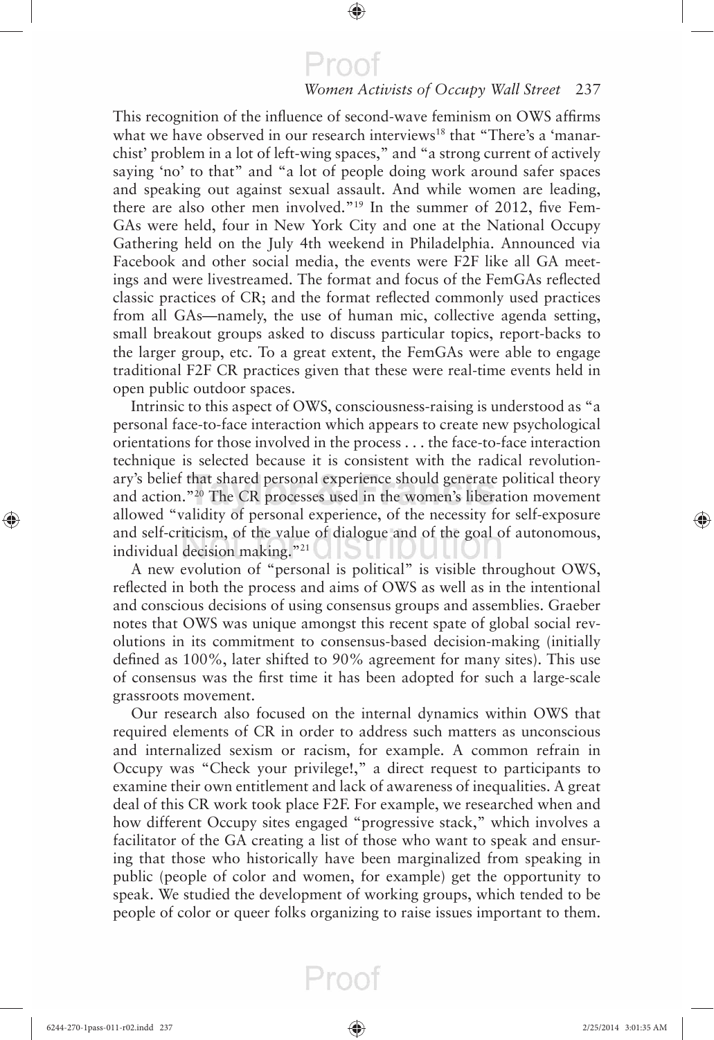This recognition of the influence of second-wave feminism on OWS affirms what we have observed in our research interviews[18] that "There's a 'manarchist' problem in a lot of left-wing spaces," and "a strong current of actively saying 'no' to that" and "a lot of people doing work around safer spaces and speaking out against sexual assault. And while women are leading, there are also other men involved."[19] In the summer of 2012, five FemGAs were held, four in New York City and one at the National Occupy Gathering held on the July 4th weekend in Philadelphia. Announced via Facebook and other social media, the events were F2F like all GA meetings and were livestreamed. The format and focus of the FemGAs reflected classic practices of CR; and the format reflected commonly used practices from all GAs—namely, the use of human mic, collective agenda setting, small breakout groups asked to discuss particular topics, report-backs to the larger group, etc. To a great extent, the FemGAs were able to engage traditional F2F CR practices given that these were real-time events held in open public outdoor spaces.

Intrinsic to this aspect of OWS, consciousness-raising is understood as "a personal face-to-face interaction which appears to create new psychological orientations for those involved in the process . . . the face-to-face interaction technique is selected because it is consistent with the radical revolutionary's belief that shared personal experience should generate political theory and action."[20] The CR processes used in the women's liberation movement allowed "validity of personal experience, of the necessity for self-exposure and self-criticism, of the value of dialogue and of the goal of autonomous, individual decision making."[21]

A new evolution of "personal is political" is visible throughout OWS, reflected in both the process and aims of OWS as well as in the intentional and conscious decisions of using consensus groups and assemblies. Graeber notes that OWS was unique amongst this recent spate of global social revolutions in its commitment to consensus-based decision-making (initially defined as 100%, later shifted to 90% agreement for many sites). This use of consensus was the first time it has been adopted for such a large-scale grassroots movement.

Our research also focused on the internal dynamics within OWS that required elements of CR in order to address such matters as unconscious and internalized sexism or racism, for example. A common refrain in Occupy was "Check your privilege!," a direct request to participants to examine their own entitlement and lack of awareness of inequalities. A great deal of this CR work took place F2F. For example, we researched when and how different Occupy sites engaged "progressive stack," which involves a facilitator of the GA creating a list of those who want to speak and ensuring that those who historically have been marginalized from speaking in public (people of color and women, for example) get the opportunity to speak. We studied the development of working groups, which tended to be people of color or queer folks organizing to raise issues important to them.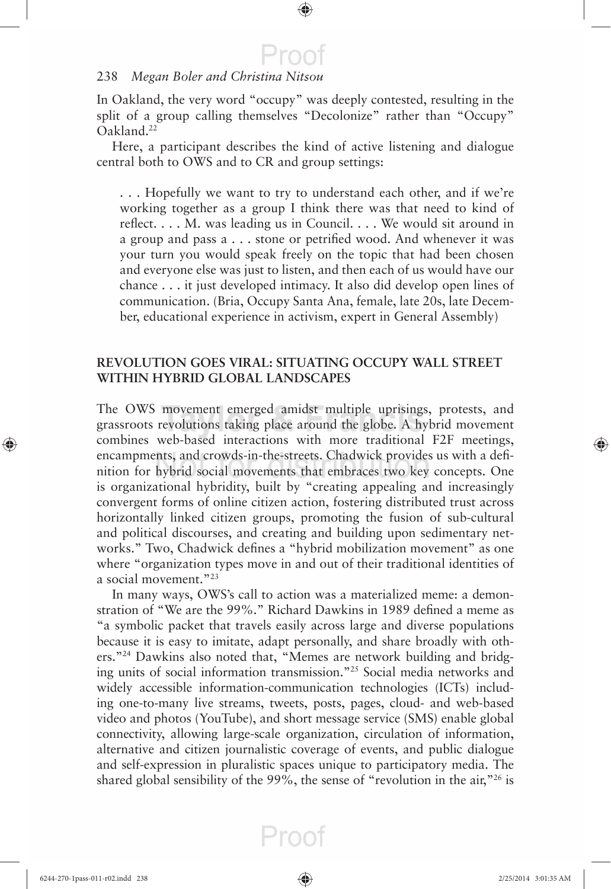In Oakland, the very word "occupy" was deeply contested, resulting in the split of a group calling themselves "Decolonize" rather than "Occupy" Oakland.[22]

Here, a participant describes the kind of active listening and dialogue central both to OWS and to CR and group settings:

> . . . Hopefully we want to try to understand each other, and if we're working together as a group I think there was that need to kind of reflect. . . . M. was leading us in Council. . . . We would sit around in a group and pass a . . . stone or petrified wood. And whenever it was your turn you would speak freely on the topic that had been chosen and everyone else was just to listen, and then each of us would have our chance . . . it just developed intimacy. It also did develop open lines of communication. (Bria, Occupy Santa Ana, female, late 20s, late December, educational experience in activism, expert in General Assembly)

## REVOLUTION GOES VIRAL: SITUATING OCCUPY WALL STREET WITHIN HYBRID GLOBAL LANDSCAPES

The OWS movement emerged amidst multiple uprisings, protests, and grassroots revolutions taking place around the globe. A hybrid movement combines web-based interactions with more traditional F2F meetings, encampments, and crowds-in-the-streets. Chadwick provides us with a definition for hybrid social movements that embraces two key concepts. One is organizational hybridity, built by "creating appealing and increasingly convergent forms of online citizen action, fostering distributed trust across horizontally linked citizen groups, promoting the fusion of sub-cultural and political discourses, and creating and building upon sedimentary networks." Two, Chadwick defines a "hybrid mobilization movement" as one where "organization types move in and out of their traditional identities of a social movement."[23]

In many ways, OWS's call to action was a materialized meme: a demonstration of "We are the 99%." Richard Dawkins in 1989 defined a meme as "a symbolic packet that travels easily across large and diverse populations because it is easy to imitate, adapt personally, and share broadly with others."[24] Dawkins also noted that, "Memes are network building and bridging units of social information transmission."[25] Social media networks and widely accessible information-communication technologies (ICTs) including one-to-many live streams, tweets, posts, pages, cloud- and web-based video and photos (YouTube), and short message service (SMS) enable global connectivity, allowing large-scale organization, circulation of information, alternative and citizen journalistic coverage of events, and public dialogue and self-expression in pluralistic spaces unique to participatory media. The shared global sensibility of the 99%, the sense of "revolution in the air,"[26] is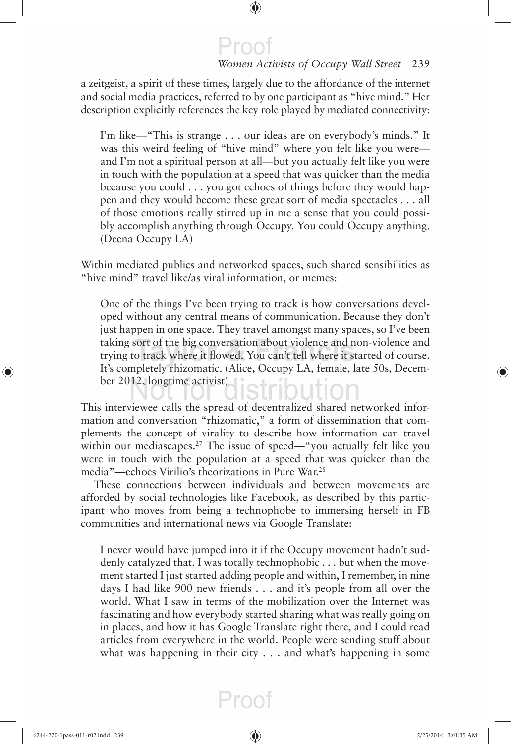a zeitgeist, a spirit of these times, largely due to the affordance of the internet and social media practices, referred to by one participant as "hive mind." Her description explicitly references the key role played by mediated connectivity:

> I'm like—"This is strange . . . our ideas are on everybody's minds." It was this weird feeling of "hive mind" where you felt like you were—and I'm not a spiritual person at all—but you actually felt like you were in touch with the population at a speed that was quicker than the media because you could . . . you got echoes of things before they would happen and they would become these great sort of media spectacles . . . all of those emotions really stirred up in me a sense that you could possibly accomplish anything through Occupy. You could Occupy anything. (Deena Occupy LA)

Within mediated publics and networked spaces, such shared sensibilities as "hive mind" travel like/as viral information, or memes:

> One of the things I've been trying to track is how conversations developed without any central means of communication. Because they don't just happen in one space. They travel amongst many spaces, so I've been taking sort of the big conversation about violence and non-violence and trying to track where it flowed. You can't tell where it started of course. It's completely rhizomatic. (Alice, Occupy LA, female, late 50s, December 2012, longtime activist)

This interviewee calls the spread of decentralized shared networked information and conversation "rhizomatic," a form of dissemination that complements the concept of virality to describe how information can travel within our mediascapes.[27] The issue of speed—"you actually felt like you were in touch with the population at a speed that was quicker than the media"—echoes Virilio's theorizations in Pure War.[28]

These connections between individuals and between movements are afforded by social technologies like Facebook, as described by this participant who moves from being a technophobe to immersing herself in FB communities and international news via Google Translate:

> I never would have jumped into it if the Occupy movement hadn't suddenly catalyzed that. I was totally technophobic . . . but when the movement started I just started adding people and within, I remember, in nine days I had like 900 new friends . . . and it's people from all over the world. What I saw in terms of the mobilization over the Internet was fascinating and how everybody started sharing what was really going on in places, and how it has Google Translate right there, and I could read articles from everywhere in the world. People were sending stuff about what was happening in their city . . . and what's happening in some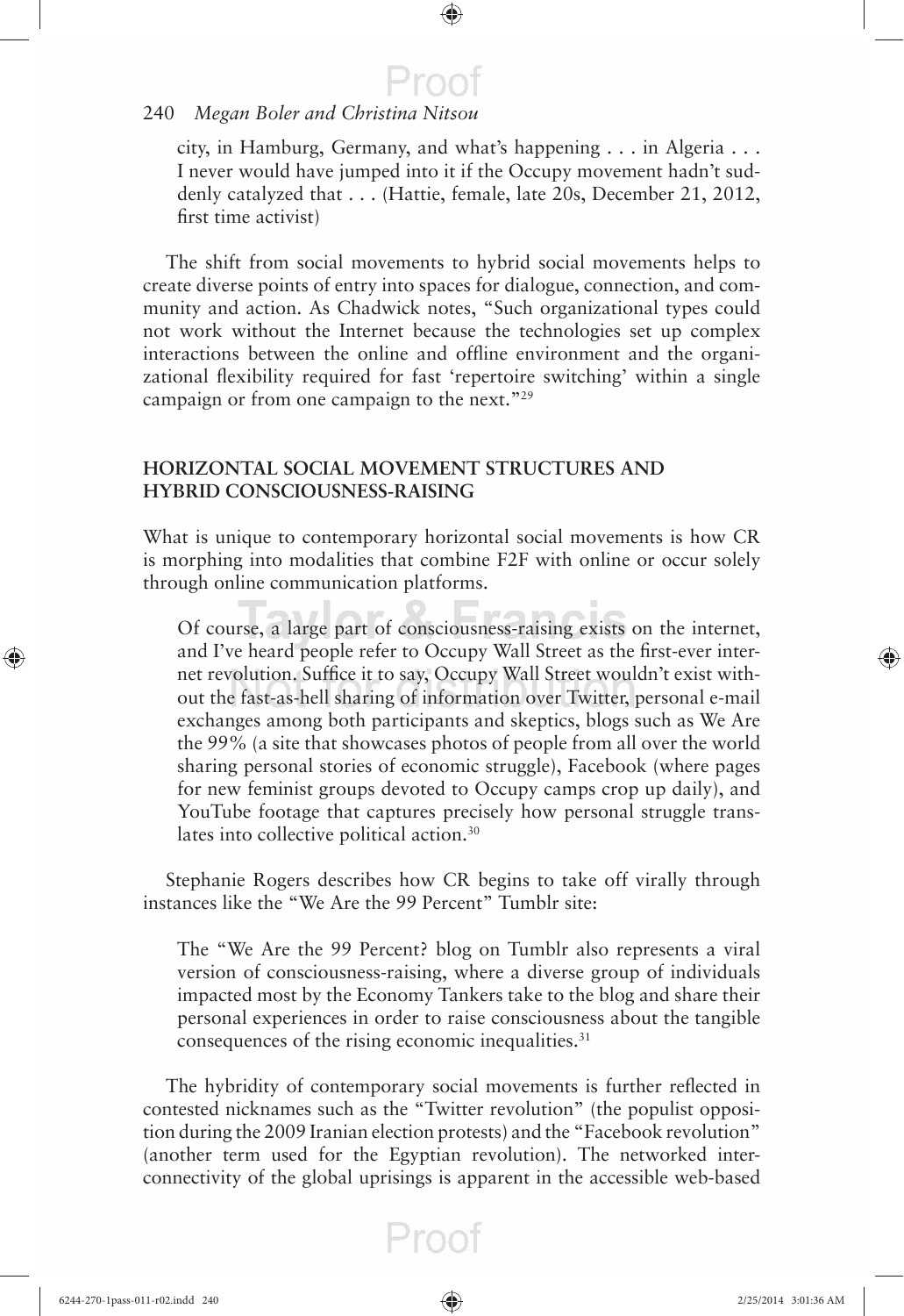city, in Hamburg, Germany, and what's happening . . . in Algeria . . . I never would have jumped into it if the Occupy movement hadn't suddenly catalyzed that . . . (Hattie, female, late 20s, December 21, 2012, first time activist)

The shift from social movements to hybrid social movements helps to create diverse points of entry into spaces for dialogue, connection, and community and action. As Chadwick notes, "Such organizational types could not work without the Internet because the technologies set up complex interactions between the online and offline environment and the organizational flexibility required for fast 'repertoire switching' within a single campaign or from one campaign to the next."[29]

## HORIZONTAL SOCIAL MOVEMENT STRUCTURES AND HYBRID CONSCIOUSNESS-RAISING

What is unique to contemporary horizontal social movements is how CR is morphing into modalities that combine F2F with online or occur solely through online communication platforms.

> Of course, a large part of consciousness-raising exists on the internet, and I've heard people refer to Occupy Wall Street as the first-ever internet revolution. Suffice it to say, Occupy Wall Street wouldn't exist without the fast-as-hell sharing of information over Twitter, personal e-mail exchanges among both participants and skeptics, blogs such as We Are the 99% (a site that showcases photos of people from all over the world sharing personal stories of economic struggle), Facebook (where pages for new feminist groups devoted to Occupy camps crop up daily), and YouTube footage that captures precisely how personal struggle translates into collective political action.[30]

Stephanie Rogers describes how CR begins to take off virally through instances like the "We Are the 99 Percent" Tumblr site:

> The "We Are the 99 Percent? blog on Tumblr also represents a viral version of consciousness-raising, where a diverse group of individuals impacted most by the Economy Tankers take to the blog and share their personal experiences in order to raise consciousness about the tangible consequences of the rising economic inequalities.[31]

The hybridity of contemporary social movements is further reflected in contested nicknames such as the "Twitter revolution" (the populist opposition during the 2009 Iranian election protests) and the "Facebook revolution" (another term used for the Egyptian revolution). The networked interconnectivity of the global uprisings is apparent in the accessible web-based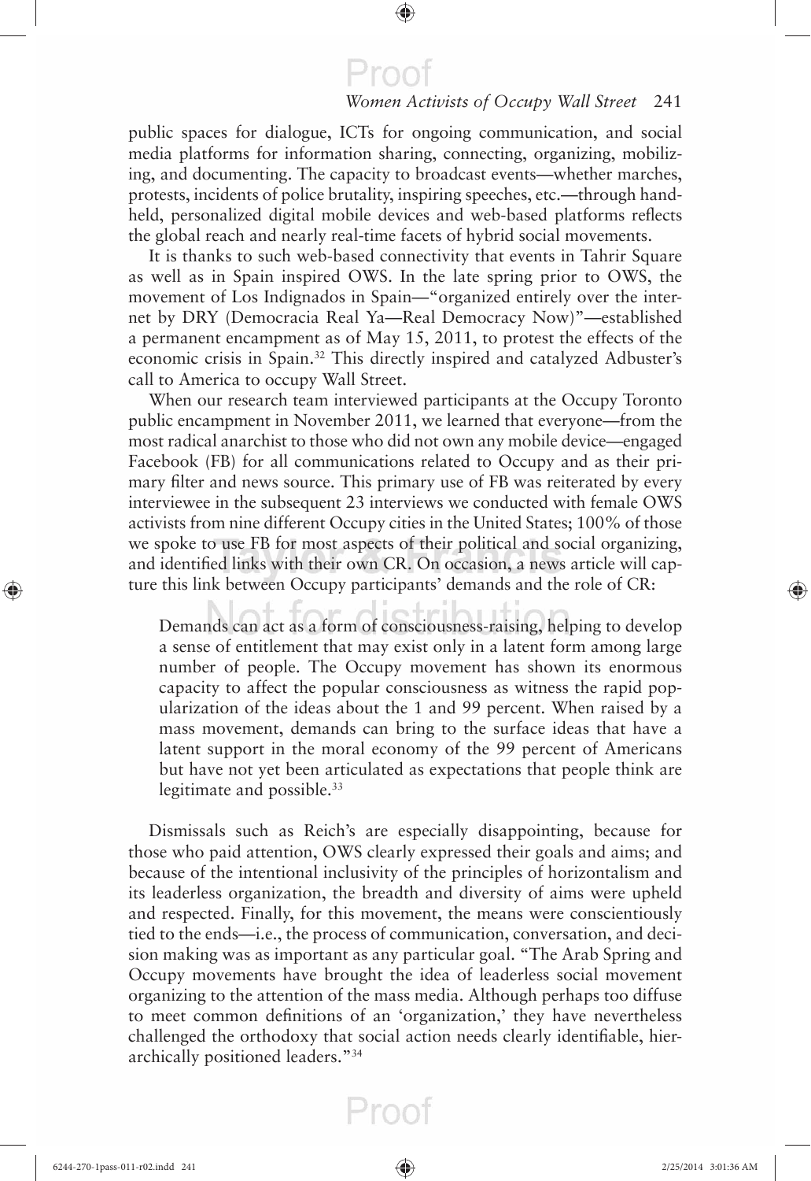public spaces for dialogue, ICTs for ongoing communication, and social media platforms for information sharing, connecting, organizing, mobilizing, and documenting. The capacity to broadcast events—whether marches, protests, incidents of police brutality, inspiring speeches, etc.—through handheld, personalized digital mobile devices and web-based platforms reflects the global reach and nearly real-time facets of hybrid social movements.

It is thanks to such web-based connectivity that events in Tahrir Square as well as in Spain inspired OWS. In the late spring prior to OWS, the movement of Los Indignados in Spain—"organized entirely over the internet by DRY (Democracia Real Ya—Real Democracy Now)"—established a permanent encampment as of May 15, 2011, to protest the effects of the economic crisis in Spain.[32] This directly inspired and catalyzed Adbuster's call to America to occupy Wall Street.

When our research team interviewed participants at the Occupy Toronto public encampment in November 2011, we learned that everyone—from the most radical anarchist to those who did not own any mobile device—engaged Facebook (FB) for all communications related to Occupy and as their primary filter and news source. This primary use of FB was reiterated by every interviewee in the subsequent 23 interviews we conducted with female OWS activists from nine different Occupy cities in the United States; 100% of those we spoke to use FB for most aspects of their political and social organizing, and identified links with their own CR. On occasion, a news article will capture this link between Occupy participants' demands and the role of CR:

> Demands can act as a form of consciousness-raising, helping to develop a sense of entitlement that may exist only in a latent form among large number of people. The Occupy movement has shown its enormous capacity to affect the popular consciousness as witness the rapid popularization of the ideas about the 1 and 99 percent. When raised by a mass movement, demands can bring to the surface ideas that have a latent support in the moral economy of the 99 percent of Americans but have not yet been articulated as expectations that people think are legitimate and possible.[33]

Dismissals such as Reich's are especially disappointing, because for those who paid attention, OWS clearly expressed their goals and aims; and because of the intentional inclusivity of the principles of horizontalism and its leaderless organization, the breadth and diversity of aims were upheld and respected. Finally, for this movement, the means were conscientiously tied to the ends—i.e., the process of communication, conversation, and decision making was as important as any particular goal. "The Arab Spring and Occupy movements have brought the idea of leaderless social movement organizing to the attention of the mass media. Although perhaps too diffuse to meet common definitions of an 'organization,' they have nevertheless challenged the orthodoxy that social action needs clearly identifiable, hierarchically positioned leaders."[34]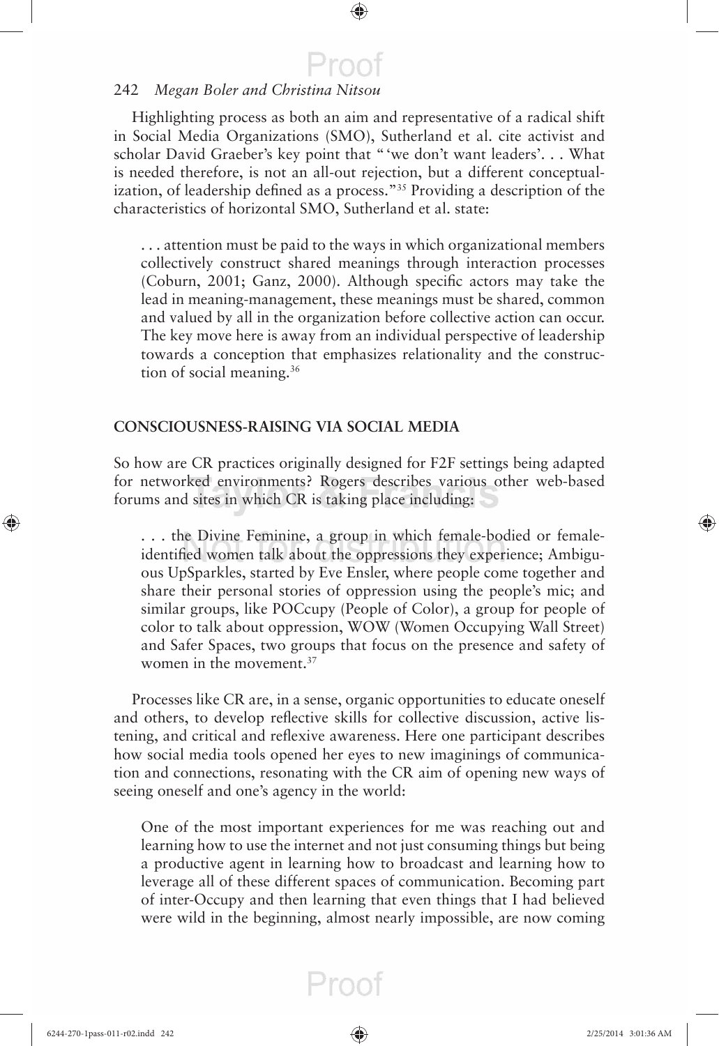Highlighting process as both an aim and representative of a radical shift in Social Media Organizations (SMO), Sutherland et al. cite activist and scholar David Graeber's key point that " 'we don't want leaders'. . . What is needed therefore, is not an all-out rejection, but a different conceptualization, of leadership defined as a process."[35] Providing a description of the characteristics of horizontal SMO, Sutherland et al. state:

> . . . attention must be paid to the ways in which organizational members collectively construct shared meanings through interaction processes (Coburn, 2001; Ganz, 2000). Although specific actors may take the lead in meaning-management, these meanings must be shared, common and valued by all in the organization before collective action can occur. The key move here is away from an individual perspective of leadership towards a conception that emphasizes relationality and the construction of social meaning.[36]

## CONSCIOUSNESS-RAISING VIA SOCIAL MEDIA

So how are CR practices originally designed for F2F settings being adapted for networked environments? Rogers describes various other web-based forums and sites in which CR is taking place including:

> . . . the Divine Feminine, a group in which female-bodied or female-identified women talk about the oppressions they experience; Ambiguous UpSparkles, started by Eve Ensler, where people come together and share their personal stories of oppression using the people's mic; and similar groups, like POCcupy (People of Color), a group for people of color to talk about oppression, WOW (Women Occupying Wall Street) and Safer Spaces, two groups that focus on the presence and safety of women in the movement.[37]

Processes like CR are, in a sense, organic opportunities to educate oneself and others, to develop reflective skills for collective discussion, active listening, and critical and reflexive awareness. Here one participant describes how social media tools opened her eyes to new imaginings of communication and connections, resonating with the CR aim of opening new ways of seeing oneself and one's agency in the world:

> One of the most important experiences for me was reaching out and learning how to use the internet and not just consuming things but being a productive agent in learning how to broadcast and learning how to leverage all of these different spaces of communication. Becoming part of inter-Occupy and then learning that even things that I had believed were wild in the beginning, almost nearly impossible, are now coming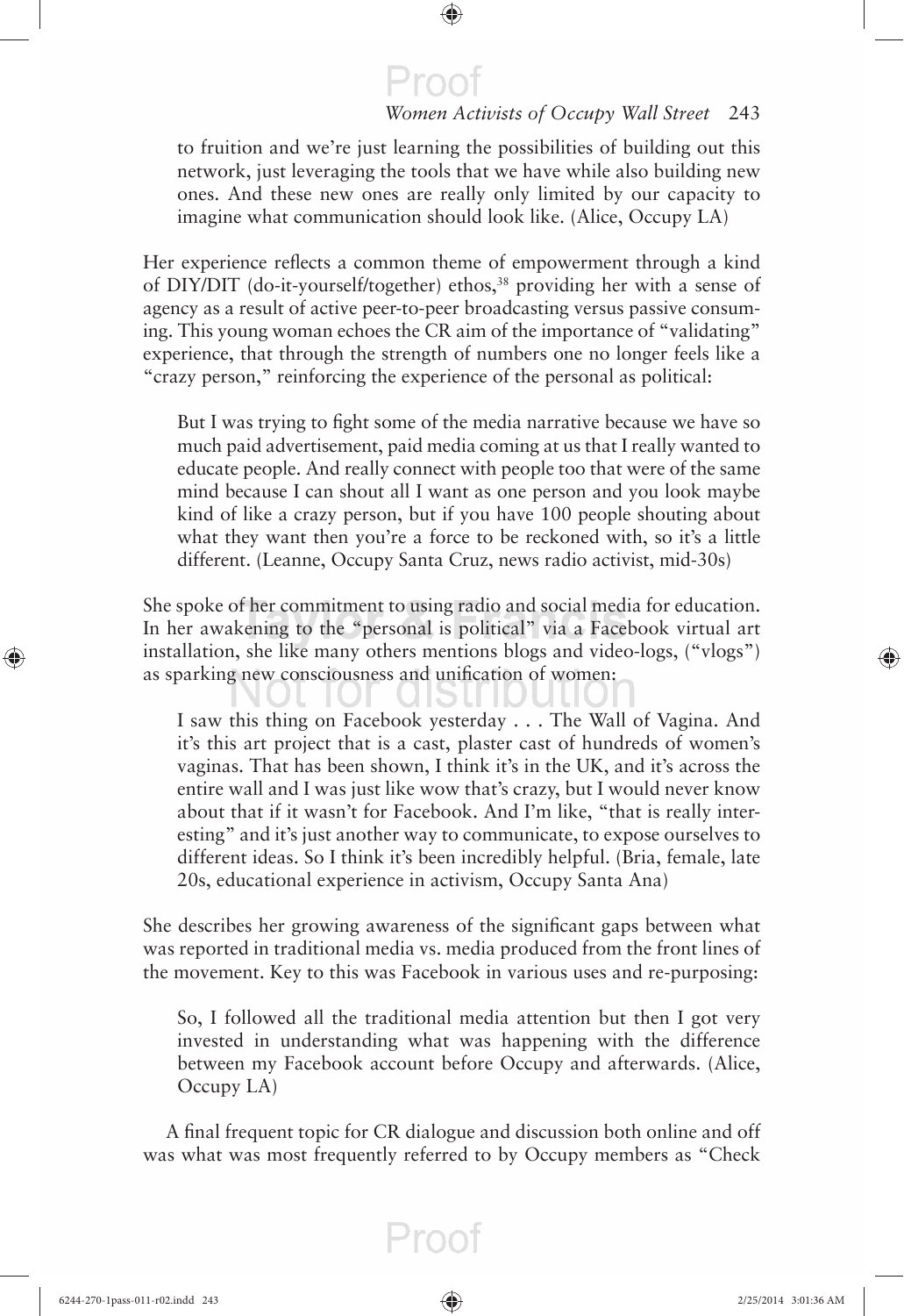to fruition and we're just learning the possibilities of building out this network, just leveraging the tools that we have while also building new ones. And these new ones are really only limited by our capacity to imagine what communication should look like. (Alice, Occupy LA)

Her experience reflects a common theme of empowerment through a kind of DIY/DIT (do-it-yourself/together) ethos,[38] providing her with a sense of agency as a result of active peer-to-peer broadcasting versus passive consuming. This young woman echoes the CR aim of the importance of "validating" experience, that through the strength of numbers one no longer feels like a "crazy person," reinforcing the experience of the personal as political:

> But I was trying to fight some of the media narrative because we have so much paid advertisement, paid media coming at us that I really wanted to educate people. And really connect with people too that were of the same mind because I can shout all I want as one person and you look maybe kind of like a crazy person, but if you have 100 people shouting about what they want then you're a force to be reckoned with, so it's a little different. (Leanne, Occupy Santa Cruz, news radio activist, mid-30s)

She spoke of her commitment to using radio and social media for education. In her awakening to the "personal is political" via a Facebook virtual art installation, she like many others mentions blogs and video-logs, ("vlogs") as sparking new consciousness and unification of women:

> I saw this thing on Facebook yesterday . . . The Wall of Vagina. And it's this art project that is a cast, plaster cast of hundreds of women's vaginas. That has been shown, I think it's in the UK, and it's across the entire wall and I was just like wow that's crazy, but I would never know about that if it wasn't for Facebook. And I'm like, "that is really interesting" and it's just another way to communicate, to expose ourselves to different ideas. So I think it's been incredibly helpful. (Bria, female, late 20s, educational experience in activism, Occupy Santa Ana)

She describes her growing awareness of the significant gaps between what was reported in traditional media vs. media produced from the front lines of the movement. Key to this was Facebook in various uses and re-purposing:

> So, I followed all the traditional media attention but then I got very invested in understanding what was happening with the difference between my Facebook account before Occupy and afterwards. (Alice, Occupy LA)

A final frequent topic for CR dialogue and discussion both online and off was what was most frequently referred to by Occupy members as "Check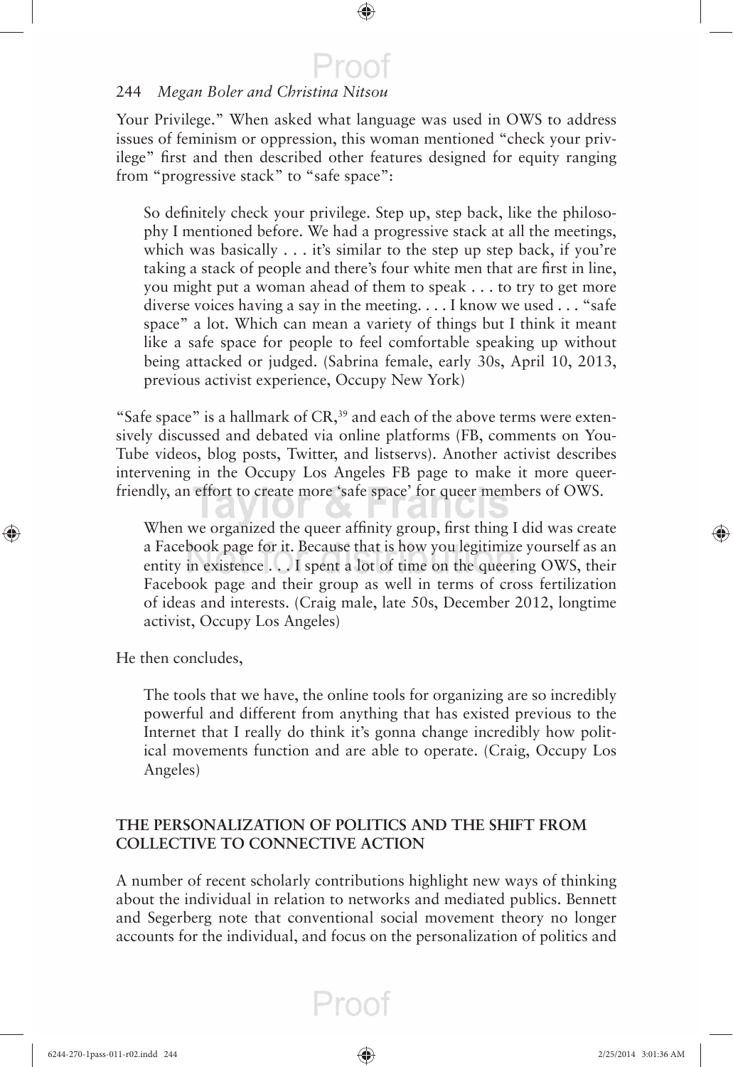Your Privilege." When asked what language was used in OWS to address issues of feminism or oppression, this woman mentioned "check your privilege" first and then described other features designed for equity ranging from "progressive stack" to "safe space":

> So definitely check your privilege. Step up, step back, like the philosophy I mentioned before. We had a progressive stack at all the meetings, which was basically . . . it's similar to the step up step back, if you're taking a stack of people and there's four white men that are first in line, you might put a woman ahead of them to speak . . . to try to get more diverse voices having a say in the meeting. . . . I know we used . . . "safe space" a lot. Which can mean a variety of things but I think it meant like a safe space for people to feel comfortable speaking up without being attacked or judged. (Sabrina female, early 30s, April 10, 2013, previous activist experience, Occupy New York)

"Safe space" is a hallmark of CR,[39] and each of the above terms were extensively discussed and debated via online platforms (FB, comments on YouTube videos, blog posts, Twitter, and listservs). Another activist describes intervening in the Occupy Los Angeles FB page to make it more queer-friendly, an effort to create more 'safe space' for queer members of OWS.

> When we organized the queer affinity group, first thing I did was create a Facebook page for it. Because that is how you legitimize yourself as an entity in existence . . . I spent a lot of time on the queering OWS, their Facebook page and their group as well in terms of cross fertilization of ideas and interests. (Craig male, late 50s, December 2012, longtime activist, Occupy Los Angeles)

He then concludes,

> The tools that we have, the online tools for organizing are so incredibly powerful and different from anything that has existed previous to the Internet that I really do think it's gonna change incredibly how political movements function and are able to operate. (Craig, Occupy Los Angeles)

## THE PERSONALIZATION OF POLITICS AND THE SHIFT FROM COLLECTIVE TO CONNECTIVE ACTION

A number of recent scholarly contributions highlight new ways of thinking about the individual in relation to networks and mediated publics. Bennett and Segerberg note that conventional social movement theory no longer accounts for the individual, and focus on the personalization of politics and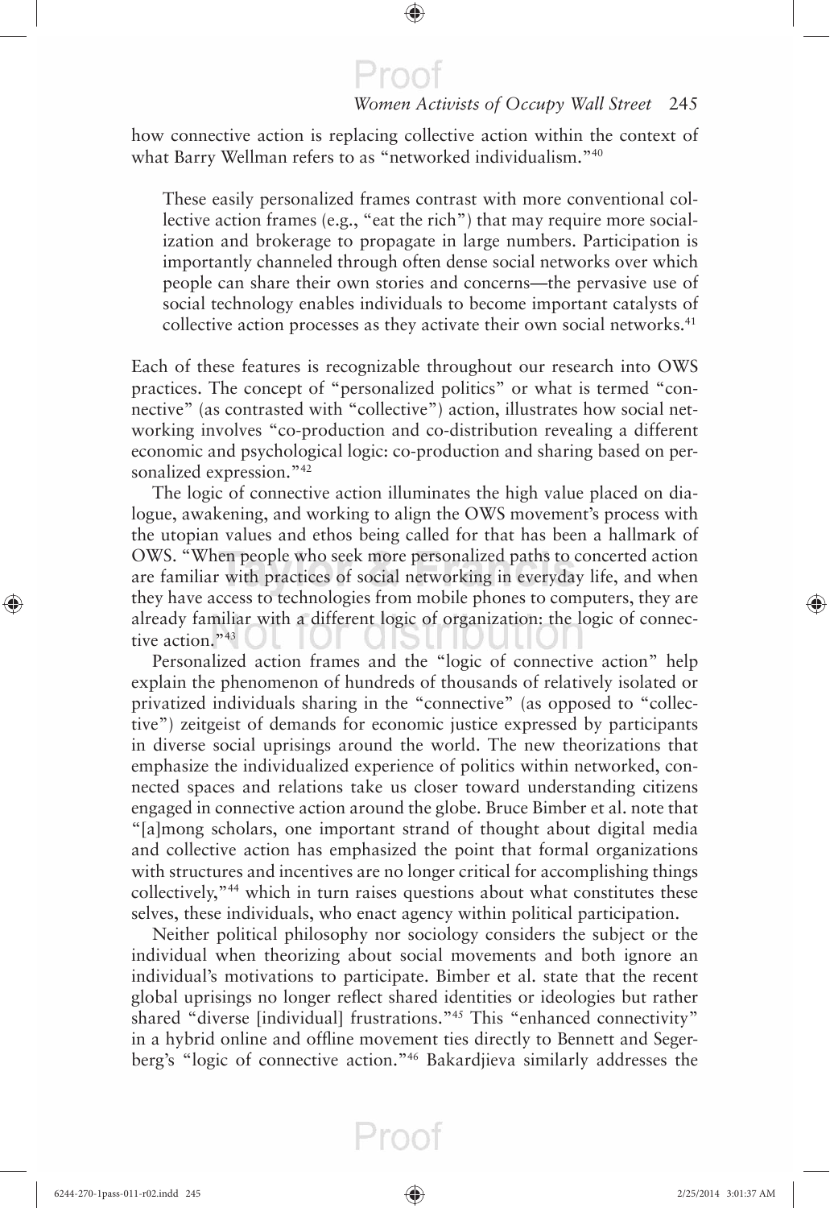how connective action is replacing collective action within the context of what Barry Wellman refers to as "networked individualism."[40]

> These easily personalized frames contrast with more conventional collective action frames (e.g., "eat the rich") that may require more socialization and brokerage to propagate in large numbers. Participation is importantly channeled through often dense social networks over which people can share their own stories and concerns—the pervasive use of social technology enables individuals to become important catalysts of collective action processes as they activate their own social networks.[41]

Each of these features is recognizable throughout our research into OWS practices. The concept of "personalized politics" or what is termed "connective" (as contrasted with "collective") action, illustrates how social networking involves "co-production and co-distribution revealing a different economic and psychological logic: co-production and sharing based on personalized expression."[42]

The logic of connective action illuminates the high value placed on dialogue, awakening, and working to align the OWS movement's process with the utopian values and ethos being called for that has been a hallmark of OWS. "When people who seek more personalized paths to concerted action are familiar with practices of social networking in everyday life, and when they have access to technologies from mobile phones to computers, they are already familiar with a different logic of organization: the logic of connective action."[43]

Personalized action frames and the "logic of connective action" help explain the phenomenon of hundreds of thousands of relatively isolated or privatized individuals sharing in the "connective" (as opposed to "collective") zeitgeist of demands for economic justice expressed by participants in diverse social uprisings around the world. The new theorizations that emphasize the individualized experience of politics within networked, connected spaces and relations take us closer toward understanding citizens engaged in connective action around the globe. Bruce Bimber et al. note that "[a]mong scholars, one important strand of thought about digital media and collective action has emphasized the point that formal organizations with structures and incentives are no longer critical for accomplishing things collectively,"[44] which in turn raises questions about what constitutes these selves, these individuals, who enact agency within political participation.

Neither political philosophy nor sociology considers the subject or the individual when theorizing about social movements and both ignore an individual's motivations to participate. Bimber et al. state that the recent global uprisings no longer reflect shared identities or ideologies but rather shared "diverse [individual] frustrations."[45] This "enhanced connectivity" in a hybrid online and offline movement ties directly to Bennett and Segerberg's "logic of connective action."[46] Bakardjieva similarly addresses the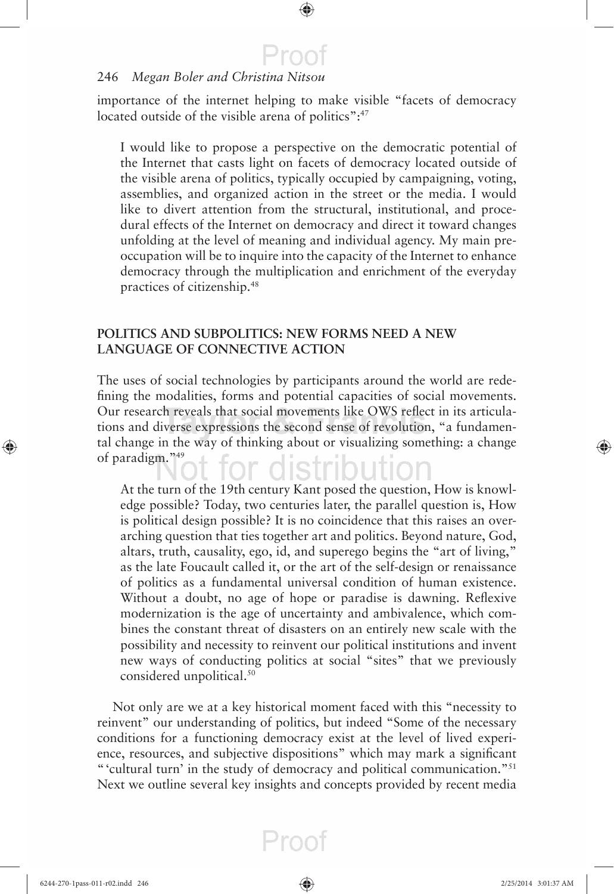importance of the internet helping to make visible "facets of democracy located outside of the visible arena of politics":[47]

> I would like to propose a perspective on the democratic potential of the Internet that casts light on facets of democracy located outside of the visible arena of politics, typically occupied by campaigning, voting, assemblies, and organized action in the street or the media. I would like to divert attention from the structural, institutional, and procedural effects of the Internet on democracy and direct it toward changes unfolding at the level of meaning and individual agency. My main preoccupation will be to inquire into the capacity of the Internet to enhance democracy through the multiplication and enrichment of the everyday practices of citizenship.[48]

## POLITICS AND SUBPOLITICS: NEW FORMS NEED A NEW LANGUAGE OF CONNECTIVE ACTION

The uses of social technologies by participants around the world are redefining the modalities, forms and potential capacities of social movements. Our research reveals that social movements like OWS reflect in its articulations and diverse expressions the second sense of revolution, "a fundamental change in the way of thinking about or visualizing something: a change of paradigm."[49]

> At the turn of the 19th century Kant posed the question, How is knowledge possible? Today, two centuries later, the parallel question is, How is political design possible? It is no coincidence that this raises an overarching question that ties together art and politics. Beyond nature, God, altars, truth, causality, ego, id, and superego begins the "art of living," as the late Foucault called it, or the art of the self-design or renaissance of politics as a fundamental universal condition of human existence. Without a doubt, no age of hope or paradise is dawning. Reflexive modernization is the age of uncertainty and ambivalence, which combines the constant threat of disasters on an entirely new scale with the possibility and necessity to reinvent our political institutions and invent new ways of conducting politics at social "sites" that we previously considered unpolitical.[50]

Not only are we at a key historical moment faced with this "necessity to reinvent" our understanding of politics, but indeed "Some of the necessary conditions for a functioning democracy exist at the level of lived experience, resources, and subjective dispositions" which may mark a significant "'cultural turn' in the study of democracy and political communication."[51] Next we outline several key insights and concepts provided by recent media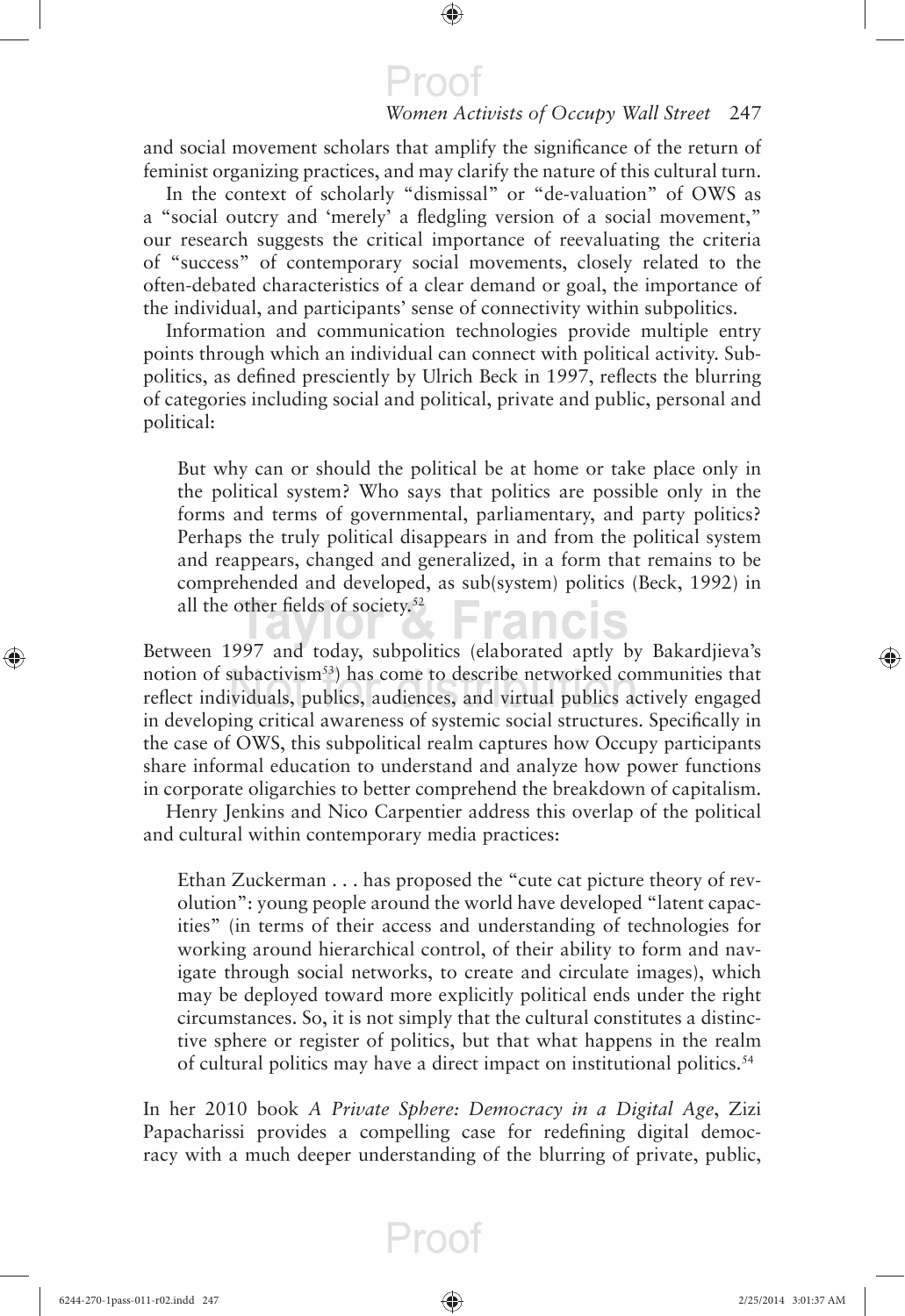and social movement scholars that amplify the significance of the return of feminist organizing practices, and may clarify the nature of this cultural turn.

In the context of scholarly "dismissal" or "de-valuation" of OWS as a "social outcry and 'merely' a fledgling version of a social movement," our research suggests the critical importance of reevaluating the criteria of "success" of contemporary social movements, closely related to the often-debated characteristics of a clear demand or goal, the importance of the individual, and participants' sense of connectivity within subpolitics.

Information and communication technologies provide multiple entry points through which an individual can connect with political activity. Subpolitics, as defined presciently by Ulrich Beck in 1997, reflects the blurring of categories including social and political, private and public, personal and political:

> But why can or should the political be at home or take place only in the political system? Who says that politics are possible only in the forms and terms of governmental, parliamentary, and party politics? Perhaps the truly political disappears in and from the political system and reappears, changed and generalized, in a form that remains to be comprehended and developed, as sub(system) politics (Beck, 1992) in all the other fields of society.[52]

Between 1997 and today, subpolitics (elaborated aptly by Bakardjieva's notion of subactivism[53]) has come to describe networked communities that reflect individuals, publics, audiences, and virtual publics actively engaged in developing critical awareness of systemic social structures. Specifically in the case of OWS, this subpolitical realm captures how Occupy participants share informal education to understand and analyze how power functions in corporate oligarchies to better comprehend the breakdown of capitalism.

Henry Jenkins and Nico Carpentier address this overlap of the political and cultural within contemporary media practices:

> Ethan Zuckerman . . . has proposed the "cute cat picture theory of revolution": young people around the world have developed "latent capacities" (in terms of their access and understanding of technologies for working around hierarchical control, of their ability to form and navigate through social networks, to create and circulate images), which may be deployed toward more explicitly political ends under the right circumstances. So, it is not simply that the cultural constitutes a distinctive sphere or register of politics, but that what happens in the realm of cultural politics may have a direct impact on institutional politics.[54]

In her 2010 book *A Private Sphere: Democracy in a Digital Age*, Zizi Papacharissi provides a compelling case for redefining digital democracy with a much deeper understanding of the blurring of private, public,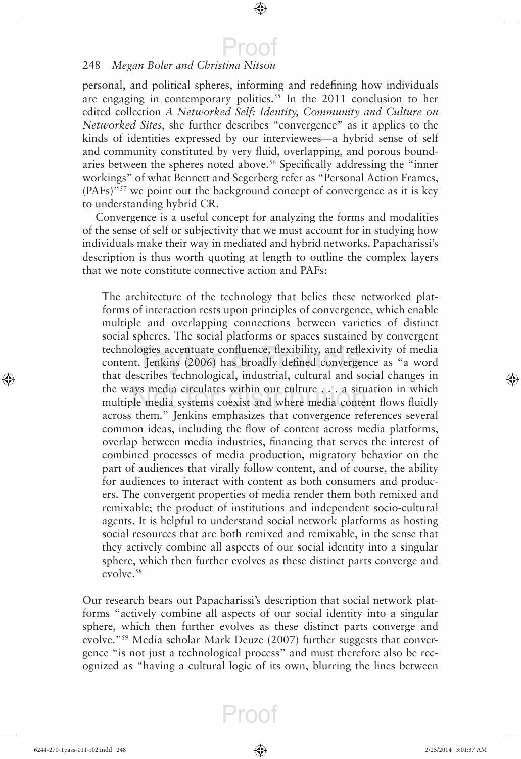personal, and political spheres, informing and redefining how individuals are engaging in contemporary politics.[55] In the 2011 conclusion to her edited collection *A Networked Self: Identity, Community and Culture on Networked Sites*, she further describes "convergence" as it applies to the kinds of identities expressed by our interviewees—a hybrid sense of self and community constituted by very fluid, overlapping, and porous boundaries between the spheres noted above.[56] Specifically addressing the "inner workings" of what Bennett and Segerberg refer as "Personal Action Frames, (PAFs)"[57] we point out the background concept of convergence as it is key to understanding hybrid CR.

Convergence is a useful concept for analyzing the forms and modalities of the sense of self or subjectivity that we must account for in studying how individuals make their way in mediated and hybrid networks. Papacharissi's description is thus worth quoting at length to outline the complex layers that we note constitute connective action and PAFs:

> The architecture of the technology that belies these networked platforms of interaction rests upon principles of convergence, which enable multiple and overlapping connections between varieties of distinct social spheres. The social platforms or spaces sustained by convergent technologies accentuate confluence, flexibility, and reflexivity of media content. Jenkins (2006) has broadly defined convergence as "a word that describes technological, industrial, cultural and social changes in the ways media circulates within our culture . . . a situation in which multiple media systems coexist and where media content flows fluidly across them." Jenkins emphasizes that convergence references several common ideas, including the flow of content across media platforms, overlap between media industries, financing that serves the interest of combined processes of media production, migratory behavior on the part of audiences that virally follow content, and of course, the ability for audiences to interact with content as both consumers and producers. The convergent properties of media render them both remixed and remixable; the product of institutions and independent socio-cultural agents. It is helpful to understand social network platforms as hosting social resources that are both remixed and remixable, in the sense that they actively combine all aspects of our social identity into a singular sphere, which then further evolves as these distinct parts converge and evolve.[58]

Our research bears out Papacharissi's description that social network platforms "actively combine all aspects of our social identity into a singular sphere, which then further evolves as these distinct parts converge and evolve."[59] Media scholar Mark Deuze (2007) further suggests that convergence "is not just a technological process" and must therefore also be recognized as "having a cultural logic of its own, blurring the lines between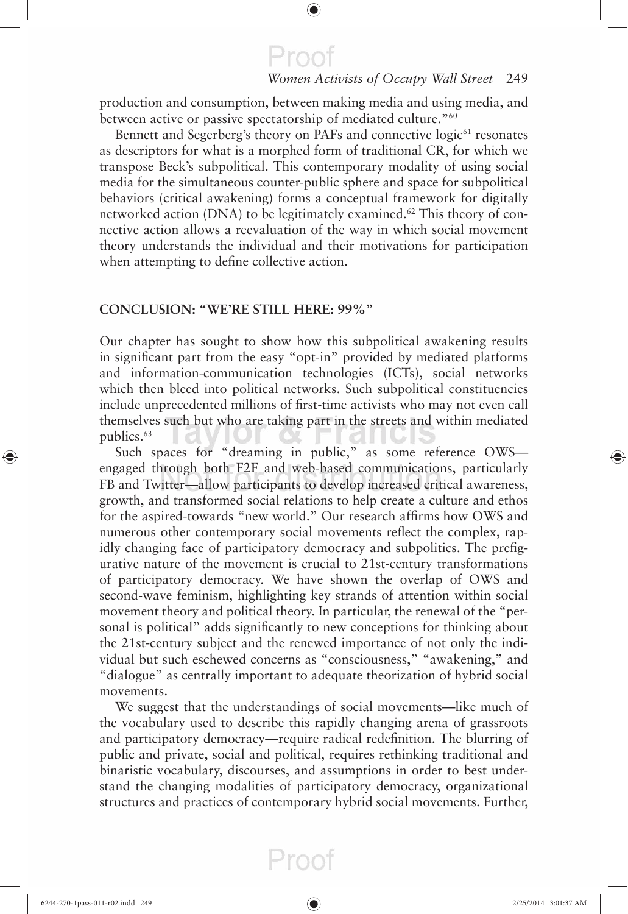production and consumption, between making media and using media, and between active or passive spectatorship of mediated culture."[60]

Bennett and Segerberg's theory on PAFs and connective logic[61] resonates as descriptors for what is a morphed form of traditional CR, for which we transpose Beck's subpolitical. This contemporary modality of using social media for the simultaneous counter-public sphere and space for subpolitical behaviors (critical awakening) forms a conceptual framework for digitally networked action (DNA) to be legitimately examined.[62] This theory of connective action allows a reevaluation of the way in which social movement theory understands the individual and their motivations for participation when attempting to define collective action.

## CONCLUSION: "WE'RE STILL HERE: 99%"

Our chapter has sought to show how this subpolitical awakening results in significant part from the easy "opt-in" provided by mediated platforms and information-communication technologies (ICTs), social networks which then bleed into political networks. Such subpolitical constituencies include unprecedented millions of first-time activists who may not even call themselves such but who are taking part in the streets and within mediated publics.[63]

Such spaces for "dreaming in public," as some reference OWS—engaged through both F2F and web-based communications, particularly FB and Twitter—allow participants to develop increased critical awareness, growth, and transformed social relations to help create a culture and ethos for the aspired-towards "new world." Our research affirms how OWS and numerous other contemporary social movements reflect the complex, rapidly changing face of participatory democracy and subpolitics. The prefigurative nature of the movement is crucial to 21st-century transformations of participatory democracy. We have shown the overlap of OWS and second-wave feminism, highlighting key strands of attention within social movement theory and political theory. In particular, the renewal of the "personal is political" adds significantly to new conceptions for thinking about the 21st-century subject and the renewed importance of not only the individual but such eschewed concerns as "consciousness," "awakening," and "dialogue" as centrally important to adequate theorization of hybrid social movements.

We suggest that the understandings of social movements—like much of the vocabulary used to describe this rapidly changing arena of grassroots and participatory democracy—require radical redefinition. The blurring of public and private, social and political, requires rethinking traditional and binaristic vocabulary, discourses, and assumptions in order to best understand the changing modalities of participatory democracy, organizational structures and practices of contemporary hybrid social movements. Further,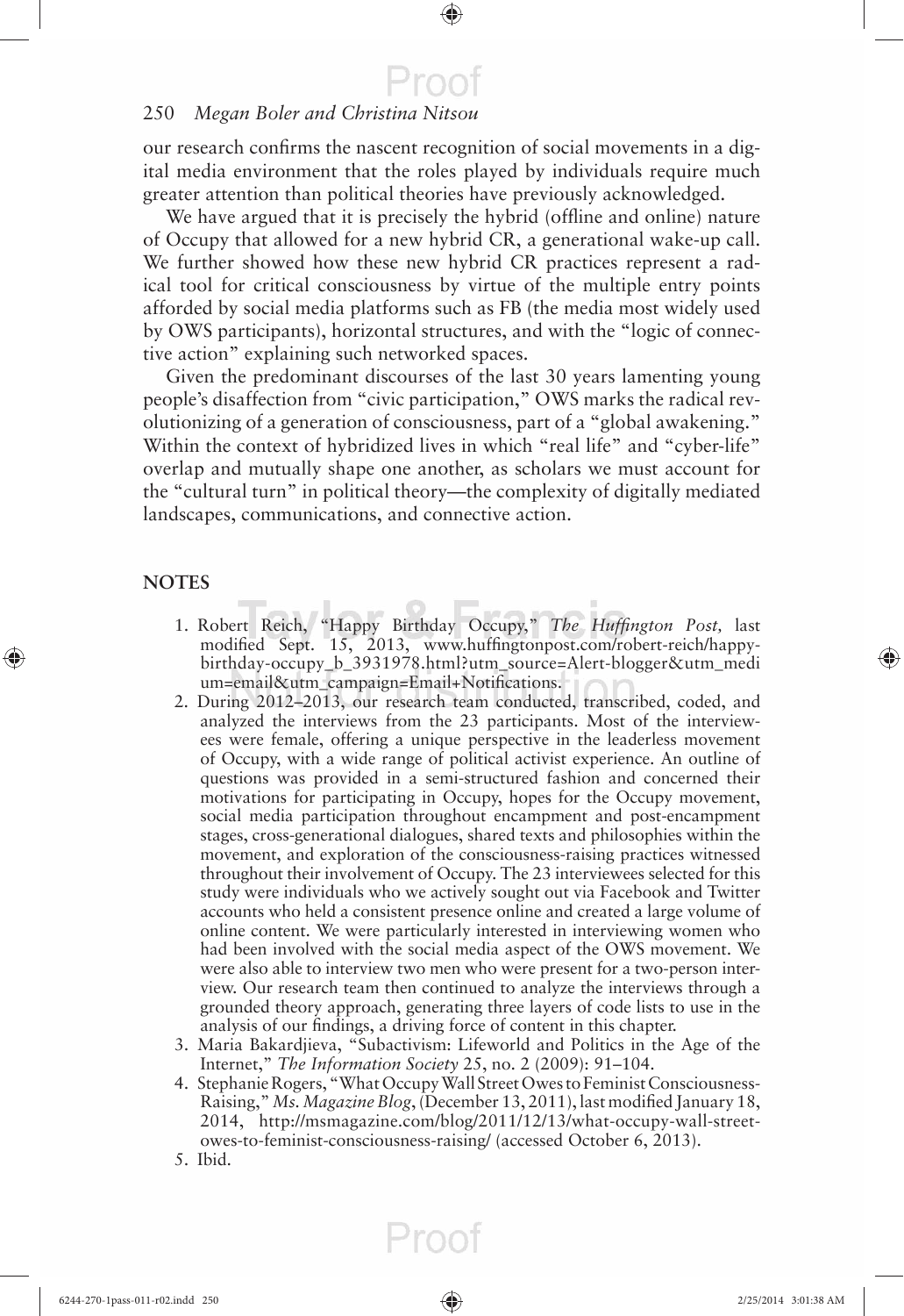our research confirms the nascent recognition of social movements in a digital media environment that the roles played by individuals require much greater attention than political theories have previously acknowledged.

We have argued that it is precisely the hybrid (offline and online) nature of Occupy that allowed for a new hybrid CR, a generational wake-up call. We further showed how these new hybrid CR practices represent a radical tool for critical consciousness by virtue of the multiple entry points afforded by social media platforms such as FB (the media most widely used by OWS participants), horizontal structures, and with the "logic of connective action" explaining such networked spaces.

Given the predominant discourses of the last 30 years lamenting young people's disaffection from "civic participation," OWS marks the radical revolutionizing of a generation of consciousness, part of a "global awakening." Within the context of hybridized lives in which "real life" and "cyber-life" overlap and mutually shape one another, as scholars we must account for the "cultural turn" in political theory—the complexity of digitally mediated landscapes, communications, and connective action.

## NOTES

1. Robert Reich, "Happy Birthday Occupy," *The Huffington Post,* last modified Sept. 15, 2013, www.huffingtonpost.com/robert-reich/happy-birthday-occupy_b_3931978.html?utm_source=Alert-blogger&utm_medium=email&utm_campaign=Email+Notifications.
2. During 2012–2013, our research team conducted, transcribed, coded, and analyzed the interviews from the 23 participants. Most of the interviewees were female, offering a unique perspective in the leaderless movement of Occupy, with a wide range of political activist experience. An outline of questions was provided in a semi-structured fashion and concerned their motivations for participating in Occupy, hopes for the Occupy movement, social media participation throughout encampment and post-encampment stages, cross-generational dialogues, shared texts and philosophies within the movement, and exploration of the consciousness-raising practices witnessed throughout their involvement of Occupy. The 23 interviewees selected for this study were individuals who we actively sought out via Facebook and Twitter accounts who held a consistent presence online and created a large volume of online content. We were particularly interested in interviewing women who had been involved with the social media aspect of the OWS movement. We were also able to interview two men who were present for a two-person interview. Our research team then continued to analyze the interviews through a grounded theory approach, generating three layers of code lists to use in the analysis of our findings, a driving force of content in this chapter.
3. Maria Bakardjieva, "Subactivism: Lifeworld and Politics in the Age of the Internet," *The Information Society* 25, no. 2 (2009): 91–104.
4. Stephanie Rogers, "What Occupy Wall Street Owes to Feminist Consciousness-Raising," *Ms. Magazine Blog*, (December 13, 2011), last modified January 18, 2014, http://msmagazine.com/blog/2011/12/13/what-occupy-wall-street-owes-to-feminist-consciousness-raising/ (accessed October 6, 2013).
5. Ibid.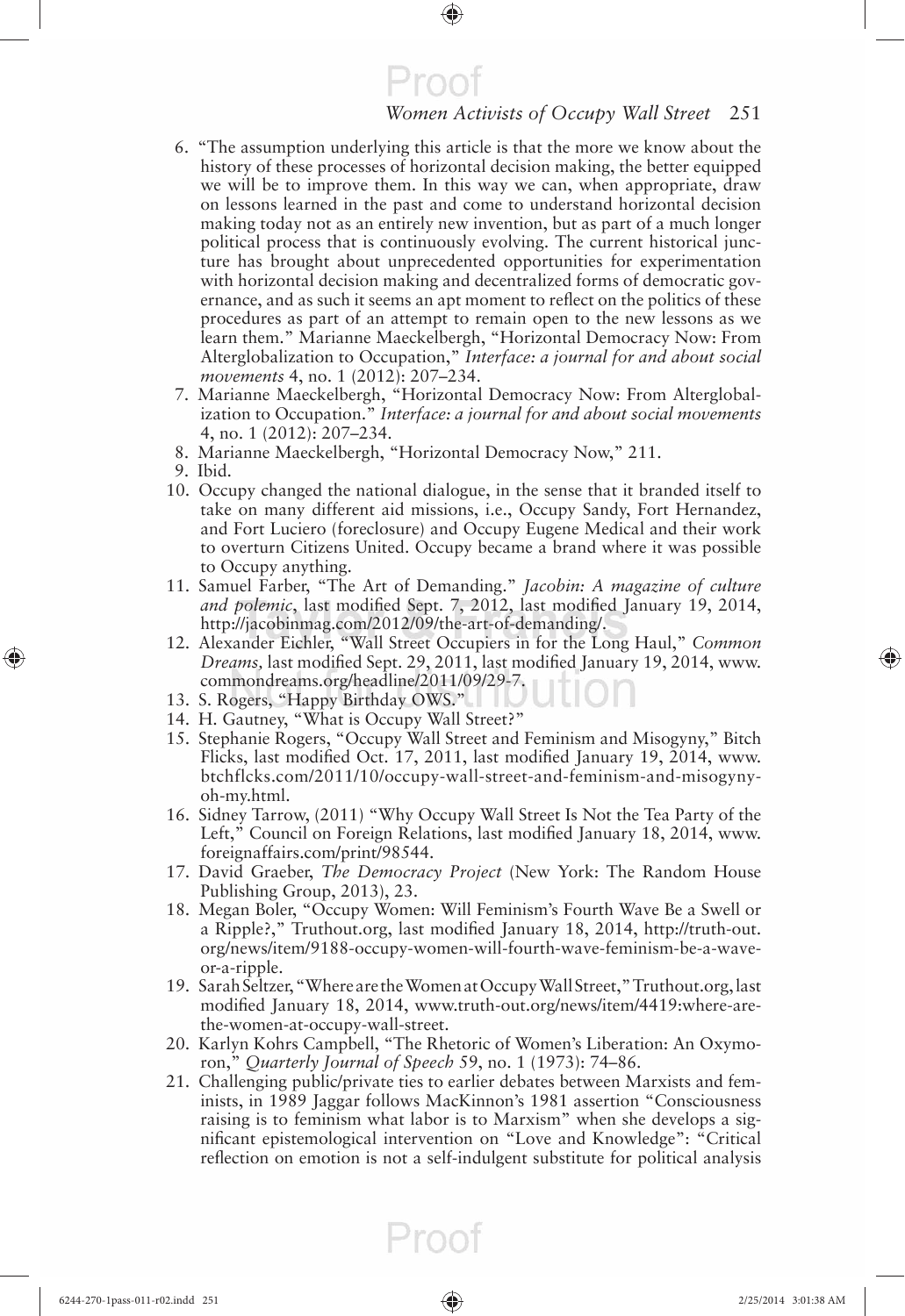6. "The assumption underlying this article is that the more we know about the history of these processes of horizontal decision making, the better equipped we will be to improve them. In this way we can, when appropriate, draw on lessons learned in the past and come to understand horizontal decision making today not as an entirely new invention, but as part of a much longer political process that is continuously evolving. The current historical juncture has brought about unprecedented opportunities for experimentation with horizontal decision making and decentralized forms of democratic governance, and as such it seems an apt moment to reflect on the politics of these procedures as part of an attempt to remain open to the new lessons as we learn them." Marianne Maeckelbergh, "Horizontal Democracy Now: From Alterglobalization to Occupation," *Interface: a journal for and about social movements* 4, no. 1 (2012): 207–234.
7. Marianne Maeckelbergh, "Horizontal Democracy Now: From Alterglobalization to Occupation." *Interface: a journal for and about social movements* 4, no. 1 (2012): 207–234.
8. Marianne Maeckelbergh, "Horizontal Democracy Now," 211.
9. Ibid.
10. Occupy changed the national dialogue, in the sense that it branded itself to take on many different aid missions, i.e., Occupy Sandy, Fort Hernandez, and Fort Luciero (foreclosure) and Occupy Eugene Medical and their work to overturn Citizens United. Occupy became a brand where it was possible to Occupy anything.
11. Samuel Farber, "The Art of Demanding." *Jacobin: A magazine of culture and polemic*, last modified Sept. 7, 2012, last modified January 19, 2014, http://jacobinmag.com/2012/09/the-art-of-demanding/.
12. Alexander Eichler, "Wall Street Occupiers in for the Long Haul," *Common Dreams*, last modified Sept. 29, 2011, last modified January 19, 2014, www.commondreams.org/headline/2011/09/29-7.
13. S. Rogers, "Happy Birthday OWS."
14. H. Gautney, "What is Occupy Wall Street?"
15. Stephanie Rogers, "Occupy Wall Street and Feminism and Misogyny," Bitch Flicks, last modified Oct. 17, 2011, last modified January 19, 2014, www.btchflcks.com/2011/10/occupy-wall-street-and-feminism-and-misogyny-oh-my.html.
16. Sidney Tarrow, (2011) "Why Occupy Wall Street Is Not the Tea Party of the Left," Council on Foreign Relations, last modified January 18, 2014, www.foreignaffairs.com/print/98544.
17. David Graeber, *The Democracy Project* (New York: The Random House Publishing Group, 2013), 23.
18. Megan Boler, "Occupy Women: Will Feminism's Fourth Wave Be a Swell or a Ripple?," Truthout.org, last modified January 18, 2014, http://truth-out.org/news/item/9188-occupy-women-will-fourth-wave-feminism-be-a-wave-or-a-ripple.
19. Sarah Seltzer, "Where are the Women at Occupy Wall Street," Truthout.org, last modified January 18, 2014, www.truth-out.org/news/item/4419:where-are-the-women-at-occupy-wall-street.
20. Karlyn Kohrs Campbell, "The Rhetoric of Women's Liberation: An Oxymoron," *Quarterly Journal of Speech* 59, no. 1 (1973): 74–86.
21. Challenging public/private ties to earlier debates between Marxists and feminists, in 1989 Jaggar follows MacKinnon's 1981 assertion "Consciousness raising is to feminism what labor is to Marxism" when she develops a significant epistemological intervention on "Love and Knowledge": "Critical reflection on emotion is not a self-indulgent substitute for political analysis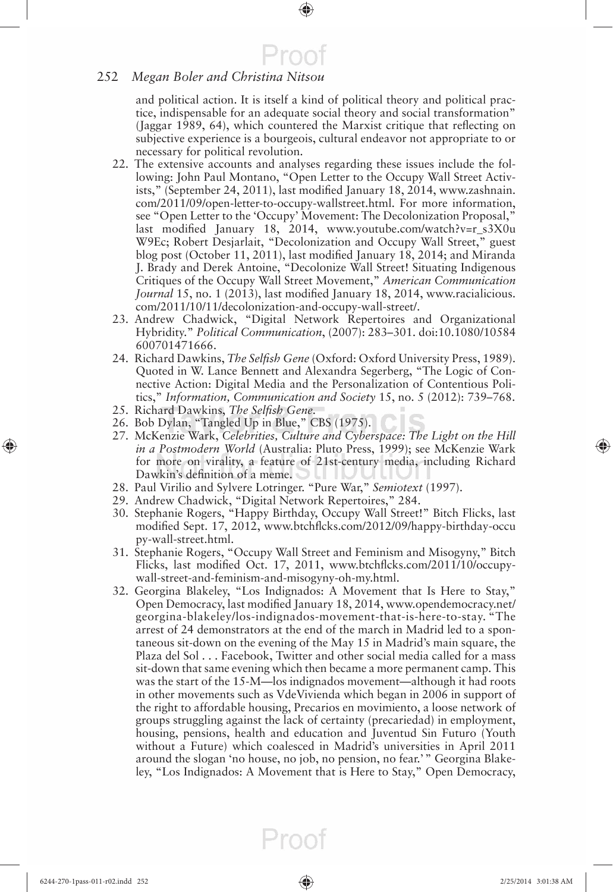and political action. It is itself a kind of political theory and political practice, indispensable for an adequate social theory and social transformation" (Jaggar 1989, 64), which countered the Marxist critique that reflecting on subjective experience is a bourgeois, cultural endeavor not appropriate to or necessary for political revolution.

22. The extensive accounts and analyses regarding these issues include the following: John Paul Montano, "Open Letter to the Occupy Wall Street Activists," (September 24, 2011), last modified January 18, 2014, www.zashnain.com/2011/09/open-letter-to-occupy-wallstreet.html. For more information, see "Open Letter to the 'Occupy' Movement: The Decolonization Proposal," last modified January 18, 2014, www.youtube.com/watch?v=r_s3X0uW9Ec; Robert Desjarlait, "Decolonization and Occupy Wall Street," guest blog post (October 11, 2011), last modified January 18, 2014; and Miranda J. Brady and Derek Antoine, "Decolonize Wall Street! Situating Indigenous Critiques of the Occupy Wall Street Movement," *American Communication Journal* 15, no. 1 (2013), last modified January 18, 2014, www.racialicious.com/2011/10/11/decolonization-and-occupy-wall-street/.
23. Andrew Chadwick, "Digital Network Repertoires and Organizational Hybridity." *Political Communication*, (2007): 283–301. doi:10.1080/10584600701471666.
24. Richard Dawkins, *The Selfish Gene* (Oxford: Oxford University Press, 1989). Quoted in W. Lance Bennett and Alexandra Segerberg, "The Logic of Connective Action: Digital Media and the Personalization of Contentious Politics," *Information, Communication and Society* 15, no. 5 (2012): 739–768.
25. Richard Dawkins, *The Selfish Gene*.
26. Bob Dylan, "Tangled Up in Blue," CBS (1975).
27. McKenzie Wark, *Celebrities, Culture and Cyberspace: The Light on the Hill in a Postmodern World* (Australia: Pluto Press, 1999); see McKenzie Wark for more on virality, a feature of 21st-century media, including Richard Dawkin's definition of a meme.
28. Paul Virilio and Sylvere Lotringer. "Pure War," *Semiotext* (1997).
29. Andrew Chadwick, "Digital Network Repertoires," 284.
30. Stephanie Rogers, "Happy Birthday, Occupy Wall Street!" Bitch Flicks, last modified Sept. 17, 2012, www.btchflcks.com/2012/09/happy-birthday-occupy-wall-street.html.
31. Stephanie Rogers, "Occupy Wall Street and Feminism and Misogyny," Bitch Flicks, last modified Oct. 17, 2011, www.btchflcks.com/2011/10/occupy-wall-street-and-feminism-and-misogyny-oh-my.html.
32. Georgina Blakeley, "Los Indignados: A Movement that Is Here to Stay," Open Democracy, last modified January 18, 2014, www.opendemocracy.net/georgina-blakeley/los-indignados-movement-that-is-here-to-stay. "The arrest of 24 demonstrators at the end of the march in Madrid led to a spontaneous sit-down on the evening of the May 15 in Madrid's main square, the Plaza del Sol . . . Facebook, Twitter and other social media called for a mass sit-down that same evening which then became a more permanent camp. This was the start of the 15-M—los indignados movement—although it had roots in other movements such as VdeVivienda which began in 2006 in support of the right to affordable housing, Precarios en movimiento, a loose network of groups struggling against the lack of certainty (precariedad) in employment, housing, pensions, health and education and Juventud Sin Futuro (Youth without a Future) which coalesced in Madrid's universities in April 2011 around the slogan 'no house, no job, no pension, no fear.'" Georgina Blakeley, "Los Indignados: A Movement that is Here to Stay," Open Democracy,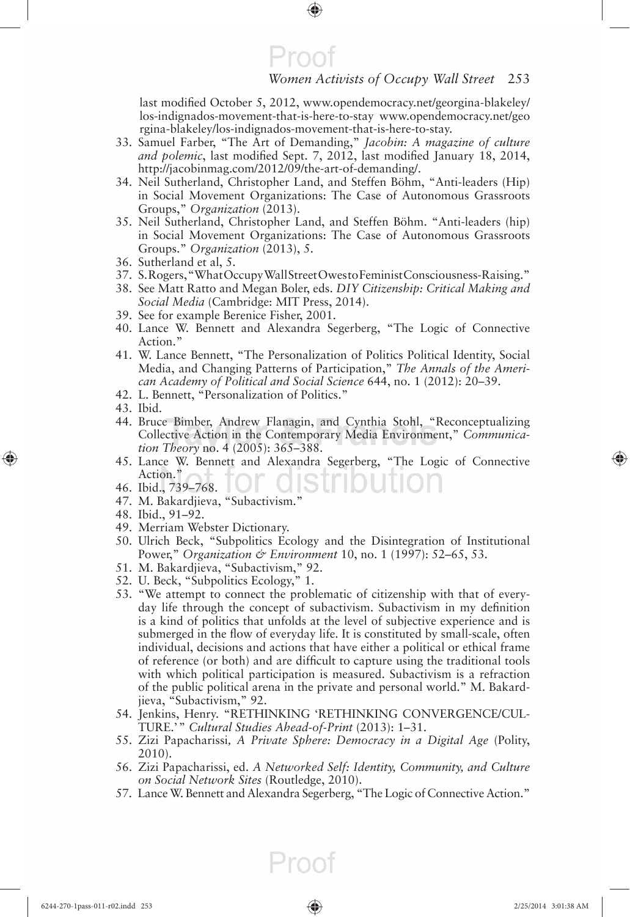last modified October 5, 2012, www.opendemocracy.net/georgina-blakeley/los-indignados-movement-that-is-here-to-stay www.opendemocracy.net/georgina-blakeley/los-indignados-movement-that-is-here-to-stay.

33. Samuel Farber, "The Art of Demanding," *Jacobin: A magazine of culture and polemic*, last modified Sept. 7, 2012, last modified January 18, 2014, http://jacobinmag.com/2012/09/the-art-of-demanding/.
34. Neil Sutherland, Christopher Land, and Steffen Böhm, "Anti-leaders (Hip) in Social Movement Organizations: The Case of Autonomous Grassroots Groups," *Organization* (2013).
35. Neil Sutherland, Christopher Land, and Steffen Böhm. "Anti-leaders (hip) in Social Movement Organizations: The Case of Autonomous Grassroots Groups." *Organization* (2013), 5.
36. Sutherland et al, 5.
37. S.Rogers,"WhatOccupyWallStreetOwestoFeministConsciousness-Raising."
38. See Matt Ratto and Megan Boler, eds. *DIY Citizenship: Critical Making and Social Media* (Cambridge: MIT Press, 2014).
39. See for example Berenice Fisher, 2001.
40. Lance W. Bennett and Alexandra Segerberg, "The Logic of Connective Action."
41. W. Lance Bennett, "The Personalization of Politics Political Identity, Social Media, and Changing Patterns of Participation," *The Annals of the American Academy of Political and Social Science* 644, no. 1 (2012): 20–39.
42. L. Bennett, "Personalization of Politics."
43. Ibid.
44. Bruce Bimber, Andrew Flanagin, and Cynthia Stohl, "Reconceptualizing Collective Action in the Contemporary Media Environment," *Communication Theory* no. 4 (2005): 365–388.
45. Lance W. Bennett and Alexandra Segerberg, "The Logic of Connective Action."
46. Ibid., 739–768.
47. M. Bakardjieva, "Subactivism."
48. Ibid., 91–92.
49. Merriam Webster Dictionary.
50. Ulrich Beck, "Subpolitics Ecology and the Disintegration of Institutional Power," *Organization & Environment* 10, no. 1 (1997): 52–65, 53.
51. M. Bakardjieva, "Subactivism," 92.
52. U. Beck, "Subpolitics Ecology," 1.
53. "We attempt to connect the problematic of citizenship with that of everyday life through the concept of subactivism. Subactivism in my definition is a kind of politics that unfolds at the level of subjective experience and is submerged in the flow of everyday life. It is constituted by small-scale, often individual, decisions and actions that have either a political or ethical frame of reference (or both) and are difficult to capture using the traditional tools with which political participation is measured. Subactivism is a refraction of the public political arena in the private and personal world." M. Bakardjieva, "Subactivism," 92.
54. Jenkins, Henry. "RETHINKING 'RETHINKING CONVERGENCE/CULTURE.'" *Cultural Studies Ahead-of-Print* (2013): 1–31.
55. Zizi Papacharissi, *A Private Sphere: Democracy in a Digital Age* (Polity, 2010).
56. Zizi Papacharissi, ed. *A Networked Self: Identity, Community, and Culture on Social Network Sites* (Routledge, 2010).
57. Lance W. Bennett and Alexandra Segerberg, "The Logic of Connective Action."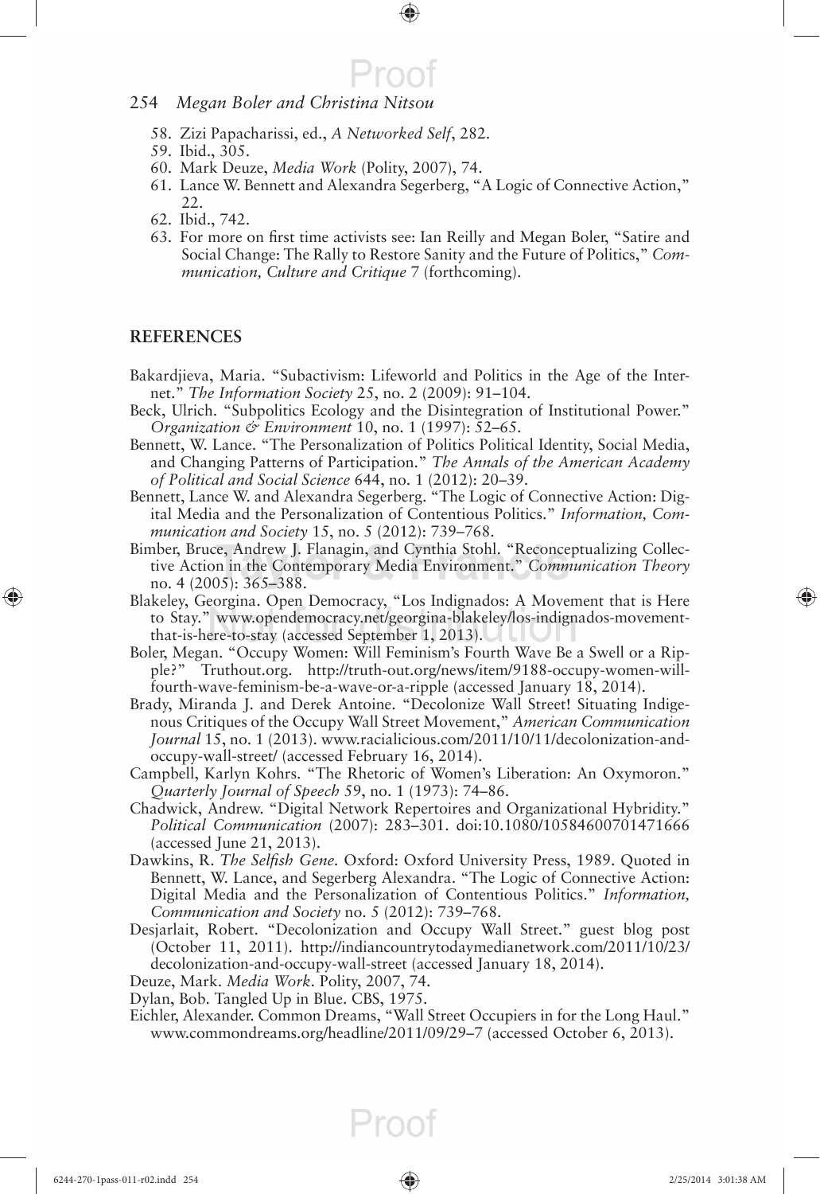58. Zizi Papacharissi, ed., *A Networked Self*, 282.
59. Ibid., 305.
60. Mark Deuze, *Media Work* (Polity, 2007), 74.
61. Lance W. Bennett and Alexandra Segerberg, "A Logic of Connective Action," 22.
62. Ibid., 742.
63. For more on first time activists see: Ian Reilly and Megan Boler, "Satire and Social Change: The Rally to Restore Sanity and the Future of Politics," *Communication, Culture and Critique* 7 (forthcoming).

## REFERENCES

Bakardjieva, Maria. "Subactivism: Lifeworld and Politics in the Age of the Internet." *The Information Society* 25, no. 2 (2009): 91–104.

Beck, Ulrich. "Subpolitics Ecology and the Disintegration of Institutional Power." *Organization & Environment* 10, no. 1 (1997): 52–65.

Bennett, W. Lance. "The Personalization of Politics Political Identity, Social Media, and Changing Patterns of Participation." *The Annals of the American Academy of Political and Social Science* 644, no. 1 (2012): 20–39.

Bennett, Lance W. and Alexandra Segerberg. "The Logic of Connective Action: Digital Media and the Personalization of Contentious Politics." *Information, Communication and Society* 15, no. 5 (2012): 739–768.

Bimber, Bruce, Andrew J. Flanagin, and Cynthia Stohl. "Reconceptualizing Collective Action in the Contemporary Media Environment." *Communication Theory* no. 4 (2005): 365–388.

Blakeley, Georgina. Open Democracy, "Los Indignados: A Movement that is Here to Stay." www.opendemocracy.net/georgina-blakeley/los-indignados-movement-that-is-here-to-stay (accessed September 1, 2013).

Boler, Megan. "Occupy Women: Will Feminism's Fourth Wave Be a Swell or a Ripple?" Truthout.org. http://truth-out.org/news/item/9188-occupy-women-will-fourth-wave-feminism-be-a-wave-or-a-ripple (accessed January 18, 2014).

Brady, Miranda J. and Derek Antoine. "Decolonize Wall Street! Situating Indigenous Critiques of the Occupy Wall Street Movement," *American Communication Journal* 15, no. 1 (2013). www.racialicious.com/2011/10/11/decolonization-and-occupy-wall-street/ (accessed February 16, 2014).

Campbell, Karlyn Kohrs. "The Rhetoric of Women's Liberation: An Oxymoron." *Quarterly Journal of Speech* 59, no. 1 (1973): 74–86.

Chadwick, Andrew. "Digital Network Repertoires and Organizational Hybridity." *Political Communication* (2007): 283–301. doi:10.1080/10584600701471666 (accessed June 21, 2013).

Dawkins, R. *The Selfish Gene.* Oxford: Oxford University Press, 1989. Quoted in Bennett, W. Lance, and Segerberg Alexandra. "The Logic of Connective Action: Digital Media and the Personalization of Contentious Politics." *Information, Communication and Society* no. 5 (2012): 739–768.

Desjarlait, Robert. "Decolonization and Occupy Wall Street." guest blog post (October 11, 2011). http://indiancountrytodaymedianetwork.com/2011/10/23/decolonization-and-occupy-wall-street (accessed January 18, 2014).

Deuze, Mark. *Media Work*. Polity, 2007, 74.

Dylan, Bob. Tangled Up in Blue. CBS, 1975.

Eichler, Alexander. Common Dreams, "Wall Street Occupiers in for the Long Haul." www.commondreams.org/headline/2011/09/29–7 (accessed October 6, 2013).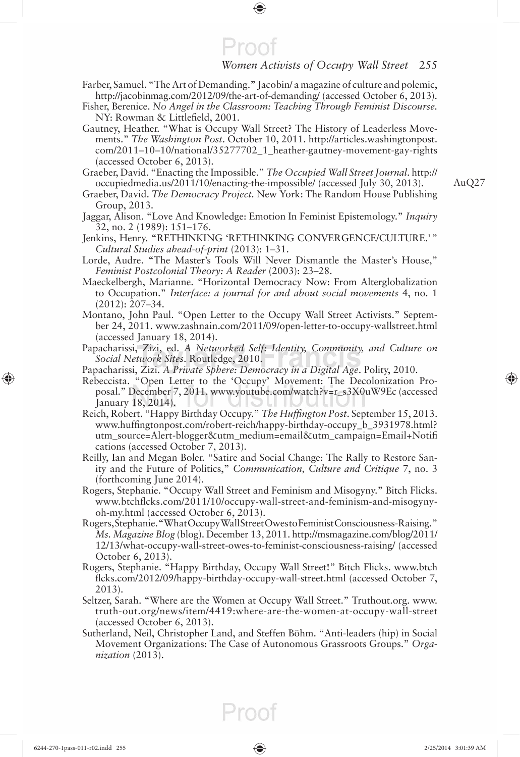Farber, Samuel. "The Art of Demanding." Jacobin/ a magazine of culture and polemic, http://jacobinmag.com/2012/09/the-art-of-demanding/ (accessed October 6, 2013).

Fisher, Berenice. *No Angel in the Classroom: Teaching Through Feminist Discourse*. NY: Rowman & Littlefield, 2001.

Gautney, Heather. "What is Occupy Wall Street? The History of Leaderless Movements." *The Washington Post*. October 10, 2011. http://articles.washingtonpost.com/2011–10–10/national/35277702_1_heather-gautney-movement-gay-rights (accessed October 6, 2013).

Graeber, David. "Enacting the Impossible." *The Occupied Wall Street Journal*. http://occupiedmedia.us/2011/10/enacting-the-impossible/ (accessed July 30, 2013). AuQ27

Graeber, David. *The Democracy Project*. New York: The Random House Publishing Group, 2013.

Jaggar, Alison. "Love And Knowledge: Emotion In Feminist Epistemology." *Inquiry* 32, no. 2 (1989): 151–176.

Jenkins, Henry. "RETHINKING 'RETHINKING CONVERGENCE/CULTURE.'" *Cultural Studies ahead-of-print* (2013): 1–31.

Lorde, Audre. "The Master's Tools Will Never Dismantle the Master's House," *Feminist Postcolonial Theory: A Reader* (2003): 23–28.

Maeckelbergh, Marianne. "Horizontal Democracy Now: From Alterglobalization to Occupation." *Interface: a journal for and about social movements* 4, no. 1 (2012): 207–34.

Montano, John Paul. "Open Letter to the Occupy Wall Street Activists." September 24, 2011. www.zashnain.com/2011/09/open-letter-to-occupy-wallstreet.html (accessed January 18, 2014).

Papacharissi, Zizi, ed. *A Networked Self: Identity, Community, and Culture on Social Network Sites*. Routledge, 2010.

Papacharissi, Zizi. *A Private Sphere: Democracy in a Digital Age*. Polity, 2010.

Rebeccista. "Open Letter to the 'Occupy' Movement: The Decolonization Proposal." December 7, 2011. www.youtube.com/watch?v=r_s3X0uW9Ec (accessed January 18, 2014).

Reich, Robert. "Happy Birthday Occupy." *The Huffington Post*. September 15, 2013. www.huffingtonpost.com/robert-reich/happy-birthday-occupy_b_3931978.html?utm_source=Alert-blogger&utm_medium=email&utm_campaign=Email+Notifications (accessed October 7, 2013).

Reilly, Ian and Megan Boler. "Satire and Social Change: The Rally to Restore Sanity and the Future of Politics," *Communication, Culture and Critique* 7, no. 3 (forthcoming June 2014).

Rogers, Stephanie. "Occupy Wall Street and Feminism and Misogyny." Bitch Flicks. www.btchflcks.com/2011/10/occupy-wall-street-and-feminism-and-misogyny-oh-my.html (accessed October 6, 2013).

Rogers, Stephanie. "What Occupy Wall Street Owes to Feminist Consciousness-Raising." *Ms. Magazine Blog* (blog). December 13, 2011. http://msmagazine.com/blog/2011/12/13/what-occupy-wall-street-owes-to-feminist-consciousness-raising/ (accessed October 6, 2013).

Rogers, Stephanie. "Happy Birthday, Occupy Wall Street!" Bitch Flicks. www.btchflcks.com/2012/09/happy-birthday-occupy-wall-street.html (accessed October 7, 2013).

Seltzer, Sarah. "Where are the Women at Occupy Wall Street." Truthout.org. www.truth-out.org/news/item/4419:where-are-the-women-at-occupy-wall-street (accessed October 6, 2013).

Sutherland, Neil, Christopher Land, and Steffen Böhm. "Anti-leaders (hip) in Social Movement Organizations: The Case of Autonomous Grassroots Groups." *Organization* (2013).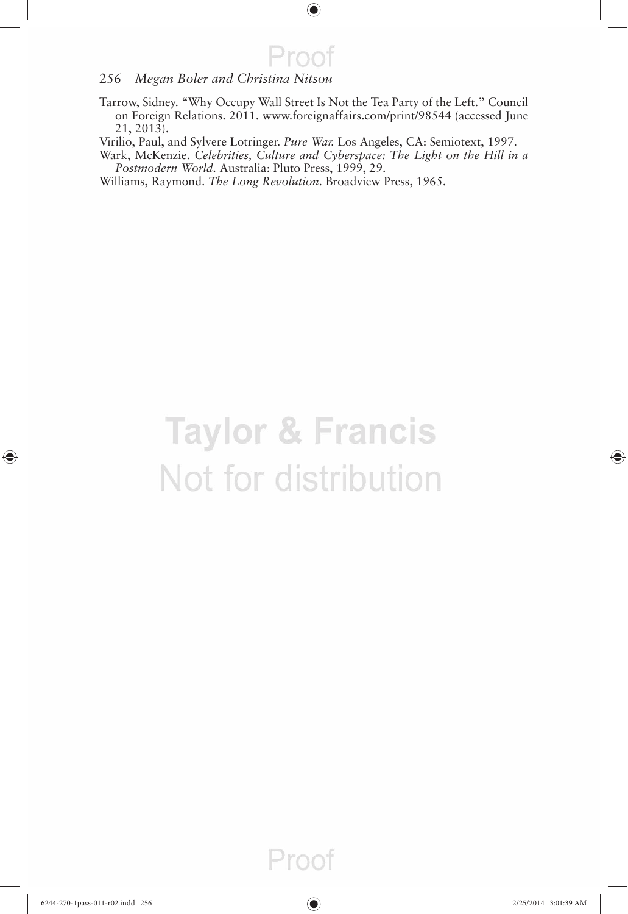Tarrow, Sidney. "Why Occupy Wall Street Is Not the Tea Party of the Left." Council on Foreign Relations. 2011. www.foreignaffairs.com/print/98544 (accessed June 21, 2013).

Virilio, Paul, and Sylvere Lotringer. *Pure War.* Los Angeles, CA: Semiotext, 1997.

Wark, McKenzie. *Celebrities, Culture and Cyberspace: The Light on the Hill in a Postmodern World.* Australia: Pluto Press, 1999, 29.

Williams, Raymond. *The Long Revolution.* Broadview Press, 1965.